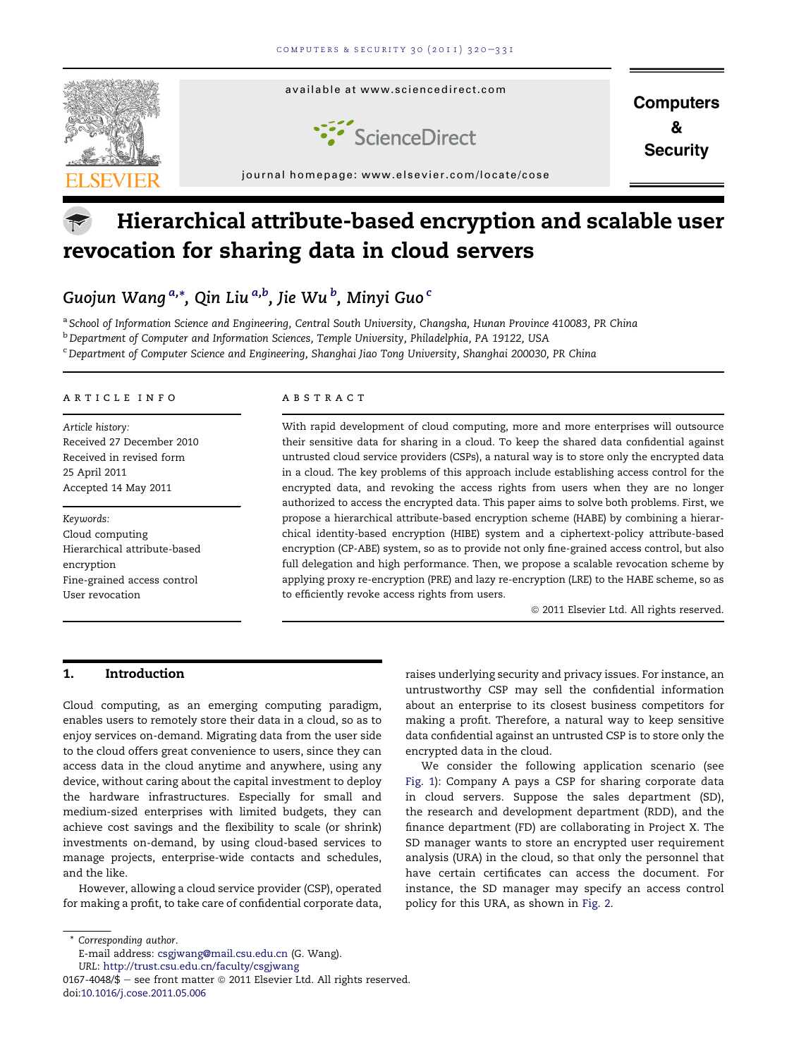# Hierarchical attribute-based encryption and scalable user revocation for sharing data in cloud servers

*Guojun Wang*[a,*], *Qin Liu*[a,b], *Jie Wu*[b], *Minyi Guo*[c]

[a] School of Information Science and Engineering, Central South University, Changsha, Hunan Province 410083, PR China
[b] Department of Computer and Information Sciences, Temple University, Philadelphia, PA 19122, USA
[c] Department of Computer Science and Engineering, Shanghai Jiao Tong University, Shanghai 200030, PR China

## ARTICLE INFO

*Article history:*
Received 27 December 2010
Received in revised form
25 April 2011
Accepted 14 May 2011

*Keywords:*
Cloud computing
Hierarchical attribute-based encryption
Fine-grained access control
User revocation

## ABSTRACT

With rapid development of cloud computing, more and more enterprises will outsource their sensitive data for sharing in a cloud. To keep the shared data confidential against untrusted cloud service providers (CSPs), a natural way is to store only the encrypted data in a cloud. The key problems of this approach include establishing access control for the encrypted data, and revoking the access rights from users when they are no longer authorized to access the encrypted data. This paper aims to solve both problems. First, we propose a hierarchical attribute-based encryption scheme (HABE) by combining a hierarchical identity-based encryption (HIBE) system and a ciphertext-policy attribute-based encryption (CP-ABE) system, so as to provide not only fine-grained access control, but also full delegation and high performance. Then, we propose a scalable revocation scheme by applying proxy re-encryption (PRE) and lazy re-encryption (LRE) to the HABE scheme, so as to efficiently revoke access rights from users.

© 2011 Elsevier Ltd. All rights reserved.

## 1. Introduction

Cloud computing, as an emerging computing paradigm, enables users to remotely store their data in a cloud, so as to enjoy services on-demand. Migrating data from the user side to the cloud offers great convenience to users, since they can access data in the cloud anytime and anywhere, using any device, without caring about the capital investment to deploy the hardware infrastructures. Especially for small and medium-sized enterprises with limited budgets, they can achieve cost savings and the flexibility to scale (or shrink) investments on-demand, by using cloud-based services to manage projects, enterprise-wide contacts and schedules, and the like.

However, allowing a cloud service provider (CSP), operated for making a profit, to take care of confidential corporate data, raises underlying security and privacy issues. For instance, an untrustworthy CSP may sell the confidential information about an enterprise to its closest business competitors for making a profit. Therefore, a natural way to keep sensitive data confidential against an untrusted CSP is to store only the encrypted data in the cloud.

We consider the following application scenario (see Fig. 1): Company A pays a CSP for sharing corporate data in cloud servers. Suppose the sales department (SD), the research and development department (RDD), and the finance department (FD) are collaborating in Project X. The SD manager wants to store an encrypted user requirement analysis (URA) in the cloud, so that only the personnel that have certain certificates can access the document. For instance, the SD manager may specify an access control policy for this URA, as shown in Fig. 2.

\* Corresponding author.
E-mail address: csgjwang@mail.csu.edu.cn (G. Wang).
URL: http://trust.csu.edu.cn/faculty/csgjwang
0167-4048/$ – see front matter © 2011 Elsevier Ltd. All rights reserved.
doi:10.1016/j.cose.2011.05.006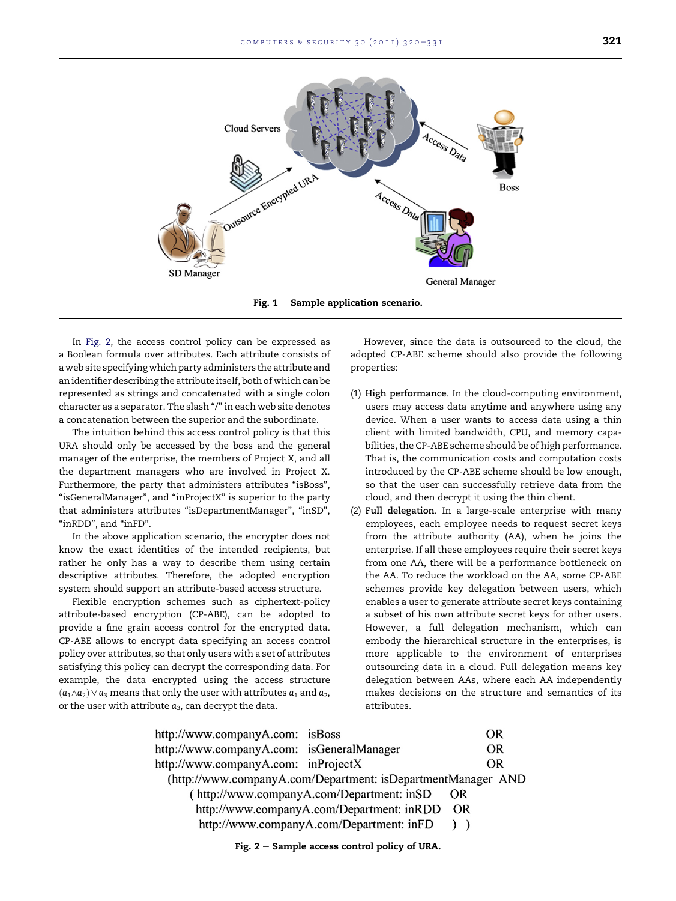Cloud Servers

Access Data

Boss

Outsource Encrypted URA

Access Data

SD Manager

General Manager

**Fig. 1 – Sample application scenario.**

In Fig. 2, the access control policy can be expressed as a Boolean formula over attributes. Each attribute consists of a web site specifying which party administers the attribute and an identifier describing the attribute itself, both of which can be represented as strings and concatenated with a single colon character as a separator. The slash "/" in each web site denotes a concatenation between the superior and the subordinate.

The intuition behind this access control policy is that this URA should only be accessed by the boss and the general manager of the enterprise, the members of Project X, and all the department managers who are involved in Project X. Furthermore, the party that administers attributes "isBoss", "isGeneralManager", and "inProjectX" is superior to the party that administers attributes "isDepartmentManager", "inSD", "inRDD", and "inFD".

In the above application scenario, the encrypter does not know the exact identities of the intended recipients, but rather he only has a way to describe them using certain descriptive attributes. Therefore, the adopted encryption system should support an attribute-based access structure.

Flexible encryption schemes such as ciphertext-policy attribute-based encryption (CP-ABE), can be adopted to provide a fine grain access control for the encrypted data. CP-ABE allows to encrypt data specifying an access control policy over attributes, so that only users with a set of attributes satisfying this policy can decrypt the corresponding data. For example, the data encrypted using the access structure $(a_1 \wedge a_2) \vee a_3$ means that only the user with attributes $a_1$ and $a_2$, or the user with attribute $a_3$, can decrypt the data.

However, since the data is outsourced to the cloud, the adopted CP-ABE scheme should also provide the following properties:

(1) **High performance**. In the cloud-computing environment, users may access data anytime and anywhere using any device. When a user wants to access data using a thin client with limited bandwidth, CPU, and memory capabilities, the CP-ABE scheme should be of high performance. That is, the communication costs and computation costs introduced by the CP-ABE scheme should be low enough, so that the user can successfully retrieve data from the cloud, and then decrypt it using the thin client.

(2) **Full delegation**. In a large-scale enterprise with many employees, each employee needs to request secret keys from the attribute authority (AA), when he joins the enterprise. If all these employees require their secret keys from one AA, there will be a performance bottleneck on the AA. To reduce the workload on the AA, some CP-ABE schemes provide key delegation between users, which enables a user to generate attribute secret keys containing a subset of his own attribute secret keys for other users. However, a full delegation mechanism, which can embody the hierarchical structure in the enterprises, is more applicable to the environment of enterprises outsourcing data in a cloud. Full delegation means key delegation between AAs, where each AA independently makes decisions on the structure and semantics of its attributes.

```
http://www.companyA.com:  isBoss                                   OR
http://www.companyA.com:  isGeneralManager                         OR
http://www.companyA.com:  inProjectX                               OR
   (http://www.companyA.com/Department: isDepartmentManager  AND
      ( http://www.companyA.com/Department: inSD     OR
        http://www.companyA.com/Department: inRDD    OR
        http://www.companyA.com/Department: inFD     ) )
```

**Fig. 2 – Sample access control policy of URA.**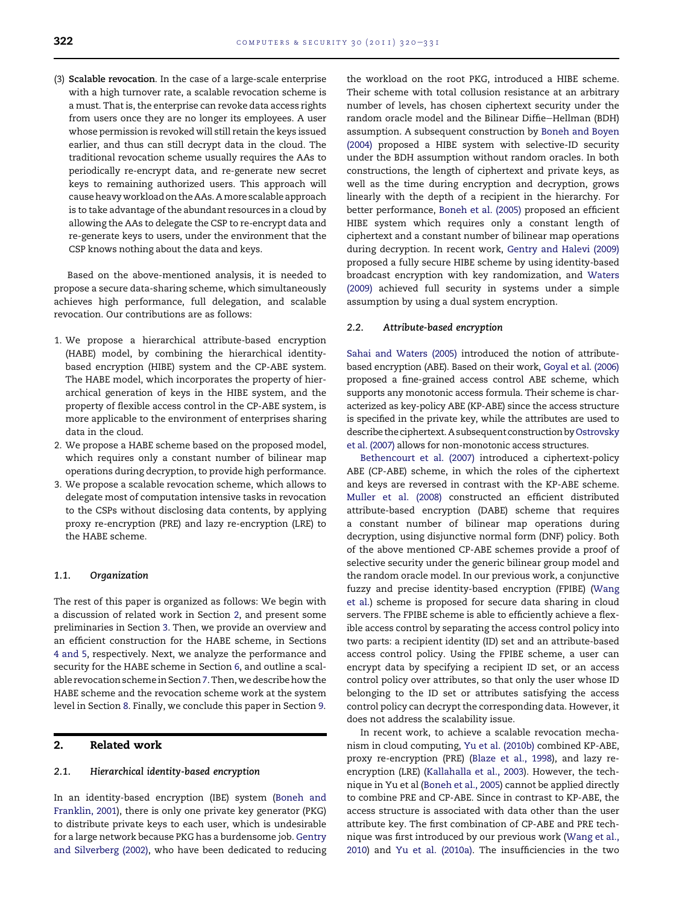(3) **Scalable revocation**. In the case of a large-scale enterprise with a high turnover rate, a scalable revocation scheme is a must. That is, the enterprise can revoke data access rights from users once they are no longer its employees. A user whose permission is revoked will still retain the keys issued earlier, and thus can still decrypt data in the cloud. The traditional revocation scheme usually requires the AAs to periodically re-encrypt data, and re-generate new secret keys to remaining authorized users. This approach will cause heavy workload on the AAs. A more scalable approach is to take advantage of the abundant resources in a cloud by allowing the AAs to delegate the CSP to re-encrypt data and re-generate keys to users, under the environment that the CSP knows nothing about the data and keys.

Based on the above-mentioned analysis, it is needed to propose a secure data-sharing scheme, which simultaneously achieves high performance, full delegation, and scalable revocation. Our contributions are as follows:

1. We propose a hierarchical attribute-based encryption (HABE) model, by combining the hierarchical identity-based encryption (HIBE) system and the CP-ABE system. The HABE model, which incorporates the property of hierarchical generation of keys in the HIBE system, and the property of flexible access control in the CP-ABE system, is more applicable to the environment of enterprises sharing data in the cloud.
2. We propose a HABE scheme based on the proposed model, which requires only a constant number of bilinear map operations during decryption, to provide high performance.
3. We propose a scalable revocation scheme, which allows to delegate most of computation intensive tasks in revocation to the CSPs without disclosing data contents, by applying proxy re-encryption (PRE) and lazy re-encryption (LRE) to the HABE scheme.

### 1.1. *Organization*

The rest of this paper is organized as follows: We begin with a discussion of related work in Section 2, and present some preliminaries in Section 3. Then, we provide an overview and an efficient construction for the HABE scheme, in Sections 4 and 5, respectively. Next, we analyze the performance and security for the HABE scheme in Section 6, and outline a scalable revocation scheme in Section 7. Then, we describe how the HABE scheme and the revocation scheme work at the system level in Section 8. Finally, we conclude this paper in Section 9.

## 2. Related work

### 2.1. *Hierarchical identity-based encryption*

In an identity-based encryption (IBE) system (Boneh and Franklin, 2001), there is only one private key generator (PKG) to distribute private keys to each user, which is undesirable for a large network because PKG has a burdensome job. Gentry and Silverberg (2002), who have been dedicated to reducing the workload on the root PKG, introduced a HIBE scheme. Their scheme with total collusion resistance at an arbitrary number of levels, has chosen ciphertext security under the random oracle model and the Bilinear Diffie–Hellman (BDH) assumption. A subsequent construction by Boneh and Boyen (2004) proposed a HIBE system with selective-ID security under the BDH assumption without random oracles. In both constructions, the length of ciphertext and private keys, as well as the time during encryption and decryption, grows linearly with the depth of a recipient in the hierarchy. For better performance, Boneh et al. (2005) proposed an efficient HIBE system which requires only a constant length of ciphertext and a constant number of bilinear map operations during decryption. In recent work, Gentry and Halevi (2009) proposed a fully secure HIBE scheme by using identity-based broadcast encryption with key randomization, and Waters (2009) achieved full security in systems under a simple assumption by using a dual system encryption.

### 2.2. *Attribute-based encryption*

Sahai and Waters (2005) introduced the notion of attribute-based encryption (ABE). Based on their work, Goyal et al. (2006) proposed a fine-grained access control ABE scheme, which supports any monotonic access formula. Their scheme is characterized as key-policy ABE (KP-ABE) since the access structure is specified in the private key, while the attributes are used to describe the ciphertext. A subsequent construction by Ostrovsky et al. (2007) allows for non-monotonic access structures.

Bethencourt et al. (2007) introduced a ciphertext-policy ABE (CP-ABE) scheme, in which the roles of the ciphertext and keys are reversed in contrast with the KP-ABE scheme. Muller et al. (2008) constructed an efficient distributed attribute-based encryption (DABE) scheme that requires a constant number of bilinear map operations during decryption, using disjunctive normal form (DNF) policy. Both of the above mentioned CP-ABE schemes provide a proof of selective security under the generic bilinear group model and the random oracle model. In our previous work, a conjunctive fuzzy and precise identity-based encryption (FPIBE) (Wang et al.) scheme is proposed for secure data sharing in cloud servers. The FPIBE scheme is able to efficiently achieve a flexible access control by separating the access control policy into two parts: a recipient identity (ID) set and an attribute-based access control policy. Using the FPIBE scheme, a user can encrypt data by specifying a recipient ID set, or an access control policy over attributes, so that only the user whose ID belonging to the ID set or attributes satisfying the access control policy can decrypt the corresponding data. However, it does not address the scalability issue.

In recent work, to achieve a scalable revocation mechanism in cloud computing, Yu et al. (2010b) combined KP-ABE, proxy re-encryption (PRE) (Blaze et al., 1998), and lazy re-encryption (LRE) (Kallahalla et al., 2003). However, the technique in Yu et al (Boneh et al., 2005) cannot be applied directly to combine PRE and CP-ABE. Since in contrast to KP-ABE, the access structure is associated with data other than the user attribute key. The first combination of CP-ABE and PRE technique was first introduced by our previous work (Wang et al., 2010) and Yu et al. (2010a). The insufficiencies in the two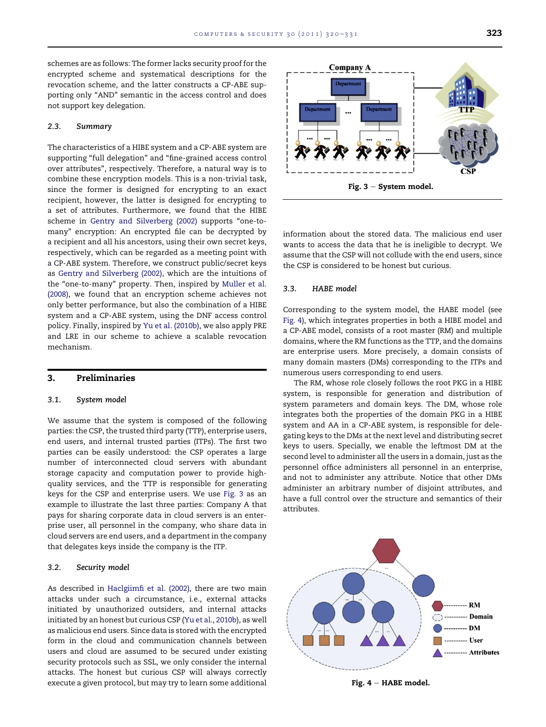schemes are as follows: The former lacks security proof for the encrypted scheme and systematical descriptions for the revocation scheme, and the latter constructs a CP-ABE supporting only "AND" semantic in the access control and does not support key delegation.

### 2.3. Summary

The characteristics of a HIBE system and a CP-ABE system are supporting "full delegation" and "fine-grained access control over attributes", respectively. Therefore, a natural way is to combine these encryption models. This is a non-trivial task, since the former is designed for encrypting to an exact recipient, however, the latter is designed for encrypting to a set of attributes. Furthermore, we found that the HIBE scheme in Gentry and Silverberg (2002) supports "one-to-many" encryption: An encrypted file can be decrypted by a recipient and all his ancestors, using their own secret keys, respectively, which can be regarded as a meeting point with a CP-ABE system. Therefore, we construct public/secret keys as Gentry and Silverberg (2002), which are the intuitions of the "one-to-many" property. Then, inspired by Muller et al. (2008), we found that an encryption scheme achieves not only better performance, but also the combination of a HIBE system and a CP-ABE system, using the DNF access control policy. Finally, inspired by Yu et al. (2010b), we also apply PRE and LRE in our scheme to achieve a scalable revocation mechanism.

## 3. Preliminaries

### 3.1. System model

We assume that the system is composed of the following parties: the CSP, the trusted third party (TTP), enterprise users, end users, and internal trusted parties (ITPs). The first two parties can be easily understood: the CSP operates a large number of interconnected cloud servers with abundant storage capacity and computation power to provide high-quality services, and the TTP is responsible for generating keys for the CSP and enterprise users. We use Fig. 3 as an example to illustrate the last three parties: Company A that pays for sharing corporate data in cloud servers is an enterprise user, all personnel in the company, who share data in cloud servers are end users, and a department in the company that delegates keys inside the company is the ITP.

### 3.2. Security model

As described in Haclgiimfi et al. (2002), there are two main attacks under such a circumstance, i.e., external attacks initiated by unauthorized outsiders, and internal attacks initiated by an honest but curious CSP (Yu et al., 2010b), as well as malicious end users. Since data is stored with the encrypted form in the cloud and communication channels between users and cloud are assumed to be secured under existing security protocols such as SSL, we only consider the internal attacks. The honest but curious CSP will always correctly execute a given protocol, but may try to learn some additional information about the stored data. The malicious end user wants to access the data that he is ineligible to decrypt. We assume that the CSP will not collude with the end users, since the CSP is considered to be honest but curious.

Company A

Department

Department ... Department

TTP

CSP

Fig. 3 – System model.

### 3.3. HABE model

Corresponding to the system model, the HABE model (see Fig. 4), which integrates properties in both a HIBE model and a CP-ABE model, consists of a root master (RM) and multiple domains, where the RM functions as the TTP, and the domains are enterprise users. More precisely, a domain consists of many domain masters (DMs) corresponding to the ITPs and numerous users corresponding to end users.

The RM, whose role closely follows the root PKG in a HIBE system, is responsible for generation and distribution of system parameters and domain keys. The DM, whose role integrates both the properties of the domain PKG in a HIBE system and AA in a CP-ABE system, is responsible for delegating keys to the DMs at the next level and distributing secret keys to users. Specially, we enable the leftmost DM at the second level to administer all the users in a domain, just as the personnel office administers all personnel in an enterprise, and not to administer any attribute. Notice that other DMs administer an arbitrary number of disjoint attributes, and have a full control over the structure and semantics of their attributes.

RM

Domain

DM

User

Attributes

Fig. 4 – HABE model.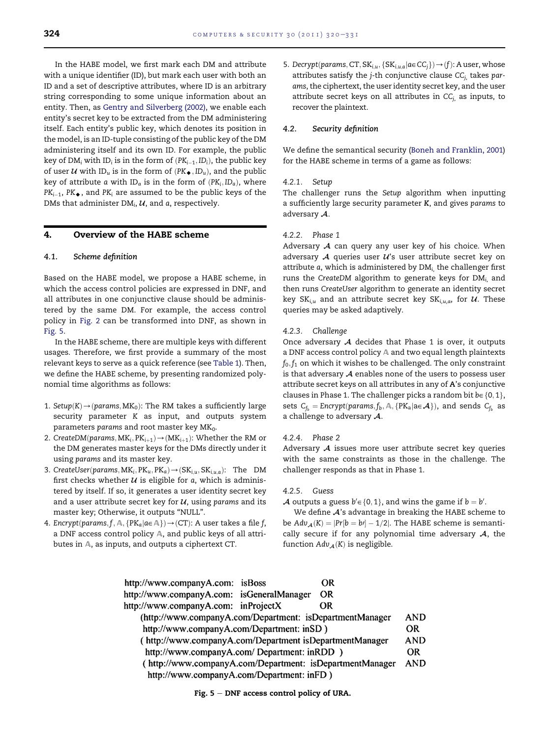In the HABE model, we first mark each DM and attribute with a unique identifier (ID), but mark each user with both an ID and a set of descriptive attributes, where ID is an arbitrary string corresponding to some unique information about an entity. Then, as Gentry and Silverberg (2002), we enable each entity's secret key to be extracted from the DM administering itself. Each entity's public key, which denotes its position in the model, is an ID-tuple consisting of the public key of the DM administering itself and its own ID. For example, the public key of $DM_i$ with $ID_i$ is in the form of $(PK_{i-1}, ID_i)$, the public key of user $\mathcal{U}$ with $ID_u$ is in the form of $(PK_{\blacklozenge}, ID_u)$, and the public key of attribute $a$ with $ID_a$ is in the form of $(PK_i, ID_a)$, where $PK_{i-1}$, $PK_{\blacklozenge}$, and $PK_i$ are assumed to be the public keys of the DMs that administer $DM_i$, $\mathcal{U}$, and $a$, respectively.

## 4. Overview of the HABE scheme

### 4.1. Scheme definition

Based on the HABE model, we propose a HABE scheme, in which the access control policies are expressed in DNF, and all attributes in one conjunctive clause should be administered by the same DM. For example, the access control policy in Fig. 2 can be transformed into DNF, as shown in Fig. 5.

In the HABE scheme, there are multiple keys with different usages. Therefore, we first provide a summary of the most relevant keys to serve as a quick reference (see Table 1). Then, we define the HABE scheme, by presenting randomized polynomial time algorithms as follows:

1. $Setup(K) \rightarrow (params, MK_0)$: The RM takes a sufficiently large security parameter $K$ as input, and outputs system parameters *params* and root master key $MK_0$.
2. $CreateDM(params, MK_i, PK_{i+1}) \rightarrow (MK_{i+1})$: Whether the RM or the DM generates master keys for the DMs directly under it using *params* and its master key.
3. $CreateUser(params, MK_i, PK_u, PK_a) \rightarrow (SK_{i,u}, SK_{i,u,a})$: The DM first checks whether $\mathcal{U}$ is eligible for $a$, which is administered by itself. If so, it generates a user identity secret key and a user attribute secret key for $\mathcal{U}$, using *params* and its master key; Otherwise, it outputs "NULL".
4. $Encrypt(params, f, \mathbb{A}, \{PK_a | a \in \mathbb{A}\}) \rightarrow (CT)$: A user takes a file $f$, a DNF access control policy $\mathbb{A}$, and public keys of all attributes in $\mathbb{A}$, as inputs, and outputs a ciphertext CT.
5. $Decrypt(params, CT, SK_{i,u}, \{SK_{i,u,a} | a \in CC_j\}) \rightarrow (f)$: A user, whose attributes satisfy the $j$-th conjunctive clause $CC_j$, takes *params*, the ciphertext, the user identity secret key, and the user attribute secret keys on all attributes in $CC_j$, as inputs, to recover the plaintext.

### 4.2. Security definition

We define the semantical security (Boneh and Franklin, 2001) for the HABE scheme in terms of a game as follows:

#### 4.2.1. Setup

The challenger runs the *Setup* algorithm when inputting a sufficiently large security parameter **K**, and gives *params* to adversary $\mathcal{A}$.

#### 4.2.2. Phase 1

Adversary $\mathcal{A}$ can query any user key of his choice. When adversary $\mathcal{A}$ queries user $\mathcal{U}$'s user attribute secret key on attribute $a$, which is administered by $DM_i$, the challenger first runs the *CreateDM* algorithm to generate keys for $DM_i$, and then runs *CreateUser* algorithm to generate an identity secret key $SK_{i,u}$ and an attribute secret key $SK_{i,u,a}$, for $\mathcal{U}$. These queries may be asked adaptively.

#### 4.2.3. Challenge

Once adversary $\mathcal{A}$ decides that Phase 1 is over, it outputs a DNF access control policy $\mathbb{A}$ and two equal length plaintexts $f_0, f_1$ on which it wishes to be challenged. The only constraint is that adversary $\mathcal{A}$ enables none of the users to possess user attribute secret keys on all attributes in any of **A**'s conjunctive clauses in Phase 1. The challenger picks a random bit $b \in \{0,1\}$, sets $C_{f_b} = Encrypt(params, f_b, \mathbb{A}, \{PK_a | a \in \mathcal{A}\})$, and sends $C_{f_b}$ as a challenge to adversary $\mathcal{A}$.

#### 4.2.4. Phase 2

Adversary $\mathcal{A}$ issues more user attribute secret key queries with the same constraints as those in the challenge. The challenger responds as that in Phase 1.

#### 4.2.5. Guess

$\mathcal{A}$ outputs a guess $b' \in \{0,1\}$, and wins the game if $b = b'$.

We define $\mathcal{A}$'s advantage in breaking the HABE scheme to be $Adv_{\mathcal{A}}(K) = |Pr[b = b\prime] - 1/2|$. The HABE scheme is semantically secure if for any polynomial time adversary $\mathcal{A}$, the function $Adv_{\mathcal{A}}(K)$ is negligible.

```
http://www.companyA.com:  isBoss                OR
http://www.companyA.com:  isGeneralManager      OR
http://www.companyA.com:  inProjectX            OR
    (http://www.companyA.com/Department:  isDepartmentManager    AND
     http://www.companyA.com/Department: inSD )                  OR
    ( http://www.companyA.com/Department isDepartmentManager     AND
     http://www.companyA.com/ Department: inRDD )                OR
    ( http://www.companyA.com/Department:  isDepartmentManager   AND
     http://www.companyA.com/Department: inFD )
```

**Fig. 5 – DNF access control policy of URA.**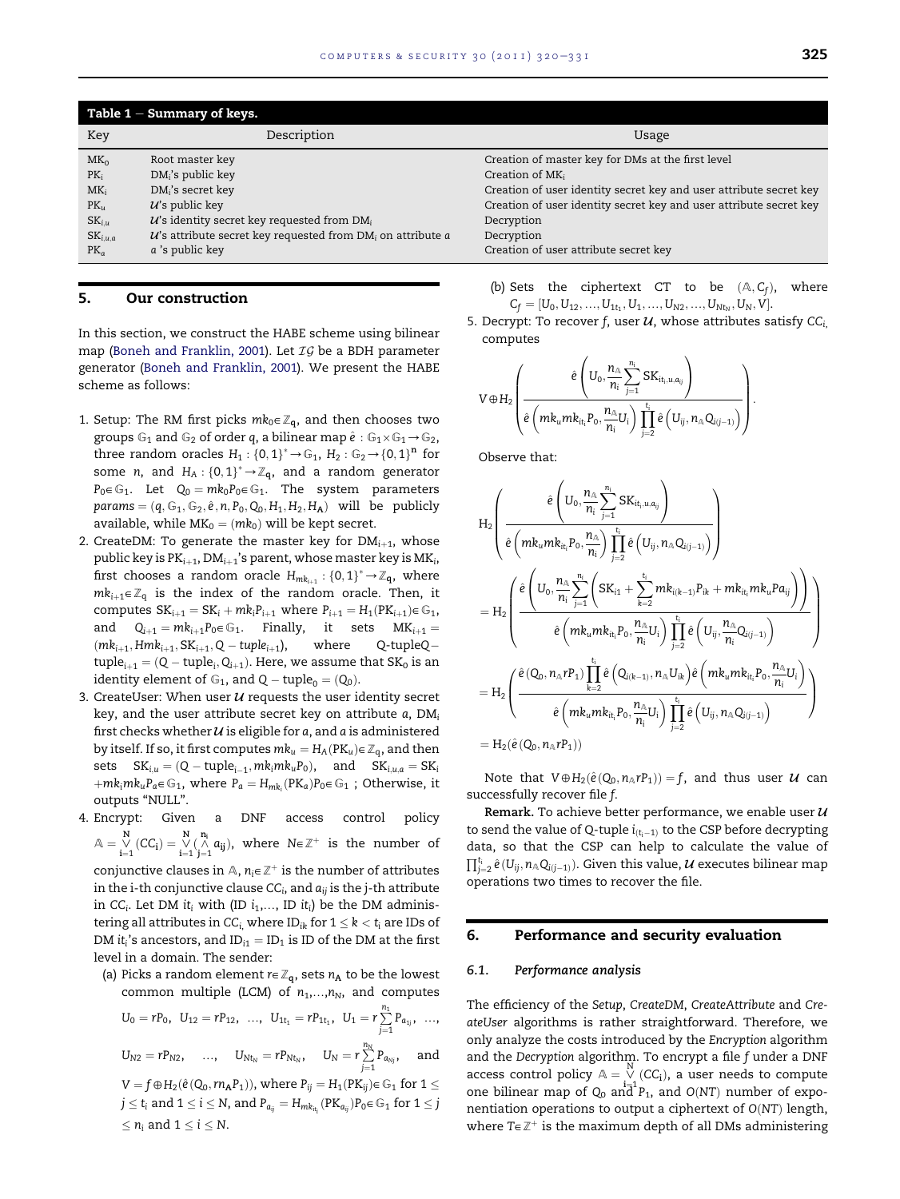**Table 1 – Summary of keys.**

| Key | Description | Usage |
|---|---|---|
| $MK_0$ | Root master key | Creation of master key for DMs at the first level |
| $PK_i$ | $DM_i$'s public key | Creation of $MK_i$ |
| $MK_i$ | $DM_i$'s secret key | Creation of user identity secret key and user attribute secret key |
| $PK_u$ | $\mathcal{U}$'s public key | Creation of user identity secret key and user attribute secret key |
| $SK_{i,u}$ | $\mathcal{U}$'s identity secret key requested from $DM_i$ | Decryption |
| $SK_{i,u,a}$ | $\mathcal{U}$'s attribute secret key requested from $DM_i$ on attribute $a$ | Decryption |
| $PK_a$ | $a$ 's public key | Creation of user attribute secret key |

## 5. Our construction

In this section, we construct the HABE scheme using bilinear map (Boneh and Franklin, 2001). Let $\mathcal{IG}$ be a BDH parameter generator (Boneh and Franklin, 2001). We present the HABE scheme as follows:

1. Setup: The RM first picks $mk_0 \in \mathbb{Z}_q$, and then chooses two groups $\mathbb{G}_1$ and $\mathbb{G}_2$ of order $q$, a bilinear map $\hat{e} : \mathbb{G}_1 \times \mathbb{G}_1 \rightarrow \mathbb{G}_2$, three random oracles $H_1 : \{0,1\}^* \rightarrow \mathbb{G}_1$, $H_2 : \mathbb{G}_2 \rightarrow \{0,1\}^n$ for some $n$, and $H_A : \{0,1\}^* \rightarrow \mathbb{Z}_q$, and a random generator $P_0 \in \mathbb{G}_1$. Let $Q_0 = mk_0 P_0 \in \mathbb{G}_1$. The system parameters $params = (q, \mathbb{G}_1, \mathbb{G}_2, \hat{e}, n, P_0, Q_0, H_1, H_2, H_A)$ will be publicly available, while $MK_0 = (mk_0)$ will be kept secret.
2. CreateDM: To generate the master key for $DM_{i+1}$, whose public key is $PK_{i+1}$, $DM_{i+1}$'s parent, whose master key is $MK_i$, first chooses a random oracle $H_{mk_{i+1}} : \{0,1\}^* \rightarrow \mathbb{Z}_q$, where $mk_{i+1} \in \mathbb{Z}_q$ is the index of the random oracle. Then, it computes $SK_{i+1} = SK_i + mk_i P_{i+1}$ where $P_{i+1} = H_1(PK_{i+1}) \in \mathbb{G}_1$, and $Q_{i+1} = mk_{i+1} P_0 \in \mathbb{G}_1$. Finally, it sets $MK_{i+1} = (mk_{i+1}, Hmk_{i+1}, SK_{i+1}, Q-tuple_{i+1})$, where Q-tupleQ−tuple$_{i+1} = (Q-tuple_i, Q_{i+1})$. Here, we assume that $SK_0$ is an identity element of $\mathbb{G}_1$, and $Q-tuple_0 = (Q_0)$.
3. CreateUser: When user $\mathcal{U}$ requests the user identity secret key, and the user attribute secret key on attribute $a$, $DM_i$ first checks whether $\mathcal{U}$ is eligible for $a$, and $a$ is administered by itself. If so, it first computes $mk_u = H_A(PK_u) \in \mathbb{Z}_q$, and then sets $SK_{i,u} = (Q-tuple_{i-1}, mk_i mk_u P_0)$, and $SK_{i,u,a} = SK_i + mk_i mk_u P_a \in \mathbb{G}_1$, where $P_a = H_{mk_i}(PK_a) P_0 \in \mathbb{G}_1$ ; Otherwise, it outputs "NULL".
4. Encrypt: Given a DNF access control policy $\mathbb{A} = \overset{N}{\underset{i=1}{\vee}} (CC_i) = \overset{N}{\underset{i=1}{\vee}} (\overset{n_i}{\underset{j=1}{\wedge}} a_{ij})$, where $N \in \mathbb{Z}^+$ is the number of conjunctive clauses in $\mathbb{A}$, $n_i \in \mathbb{Z}^+$ is the number of attributes in the i-th conjunctive clause $CC_i$, and $a_{ij}$ is the j-th attribute in $CC_i$. Let DM $it_i$ with (ID $i_1$,..., ID $it_i$) be the DM administering all attributes in $CC_i$, where $ID_{ik}$ for $1 \le k < t_i$ are IDs of DM $it_i$'s ancestors, and $ID_{i1} = ID_1$ is ID of the DM at the first level in a domain. The sender:
   (a) Picks a random element $r \in \mathbb{Z}_q$, sets $n_A$ to be the lowest common multiple (LCM) of $n_1,...,n_N$, and computes $U_0 = rP_0$, $U_{12} = rP_{12}$, ..., $U_{1t_1} = rP_{1t_1}$, $U_1 = r\sum_{j=1}^{n_1} P_{a_{1j}}$, ..., $U_{N2} = rP_{N2}$, ..., $U_{Nt_N} = rP_{Nt_N}$, $U_N = r\sum_{j=1}^{n_N} P_{a_{Nj}}$, and $V = f \oplus H_2(\hat{e}(Q_0, rn_A P_1))$, where $P_{ij} = H_1(PK_{ij}) \in \mathbb{G}_1$ for $1 \le j \le t_i$ and $1 \le i \le N$, and $P_{a_{ij}} = H_{mk_{it_i}}(PK_{a_{ij}}) P_0 \in \mathbb{G}_1$ for $1 \le j \le n_i$ and $1 \le i \le N$.
   (b) Sets the ciphertext CT to be $(\mathbb{A}, C_f)$, where $C_f = [U_0, U_{12}, ..., U_{1t_1}, U_1, ..., U_{N2}, ..., U_{Nt_N}, U_N, V]$.
5. Decrypt: To recover $f$, user $\mathcal{U}$, whose attributes satisfy $CC_i$, computes

$$V \oplus H_2\left(\frac{\hat{e}\left(U_0, \frac{n_\mathbb{A}}{n_i}\sum_{j=1}^{n_i} SK_{it_i,u,a_{ij}}\right)}{\hat{e}\left(mk_u mk_{it_i} P_0, \frac{n_\mathbb{A}}{n_i} U_i\right)\prod_{j=2}^{t_i}\hat{e}\left(U_{ij}, n_\mathbb{A} Q_{i(j-1)}\right)}\right).$$

Observe that:

$$H_2\left(\frac{\hat{e}\left(U_0, \frac{n_\mathbb{A}}{n_i}\sum_{j=1}^{n_i} SK_{it_i,u,a_{ij}}\right)}{\hat{e}\left(mk_u mk_{it_i} P_0, \frac{n_\mathbb{A}}{n_i}\right)\prod_{j=2}^{t_i}\hat{e}\left(U_{ij}, n_\mathbb{A} Q_{i(j-1)}\right)}\right)$$

$$= H_2\left(\frac{\hat{e}\left(U_0, \frac{n_\mathbb{A}}{n_i}\sum_{j=1}^{n_i}\left(SK_{i1} + \sum_{k=2}^{t_i} mk_{i(k-1)} P_{ik} + mk_{it_i} mk_u P a_{ij}\right)\right)}{\hat{e}\left(mk_u mk_{it_i} P_0, \frac{n_\mathbb{A}}{n_i} U_i\right)\prod_{j=2}^{t_i}\hat{e}\left(U_{ij}, \frac{n_\mathbb{A}}{n_i} Q_{i(j-1)}\right)}\right)$$

$$= H_2\left(\frac{\hat{e}(Q_0, n_\mathbb{A} r P_1)\prod_{k=2}^{t_i}\hat{e}\left(Q_{i(k-1)}, n_\mathbb{A} U_{ik}\right)\hat{e}\left(mk_u mk_{it_i} P_0, \frac{n_\mathbb{A}}{n_i} U_i\right)}{\hat{e}\left(mk_u mk_{it_i} P_0, \frac{n_\mathbb{A}}{n_i} U_i\right)\prod_{j=2}^{t_i}\hat{e}\left(U_{ij}, n_\mathbb{A} Q_{i(j-1)}\right)}\right)$$

$$= H_2(\hat{e}(Q_0, n_\mathbb{A} r P_1))$$

Note that $V \oplus H_2(\hat{e}(Q_0, n_\mathbb{A} r P_1)) = f$, and thus user $\mathcal{U}$ can successfully recover file $f$.

**Remark.** To achieve better performance, we enable user $\mathcal{U}$ to send the value of Q-tuple $i_{(t_i-1)}$ to the CSP before decrypting data, so that the CSP can help to calculate the value of $\prod_{j=2}^{t_i}\hat{e}(U_{ij}, n_\mathbb{A} Q_{i(j-1)})$. Given this value, $\mathcal{U}$ executes bilinear map operations two times to recover the file.

## 6. Performance and security evaluation

### 6.1. Performance analysis

The efficiency of the *Setup*, *CreateDM*, *CreateAttribute* and *CreateUser* algorithms is rather straightforward. Therefore, we only analyze the costs introduced by the *Encryption* algorithm and the *Decryption* algorithm. To encrypt a file $f$ under a DNF access control policy $\mathbb{A} = \overset{N}{\underset{i=1}{\vee}} (CC_i)$, a user needs to compute one bilinear map of $Q_0$ and $P_1$, and $O(NT)$ number of exponentiation operations to output a ciphertext of $O(NT)$ length, where $T \in \mathbb{Z}^+$ is the maximum depth of all DMs administering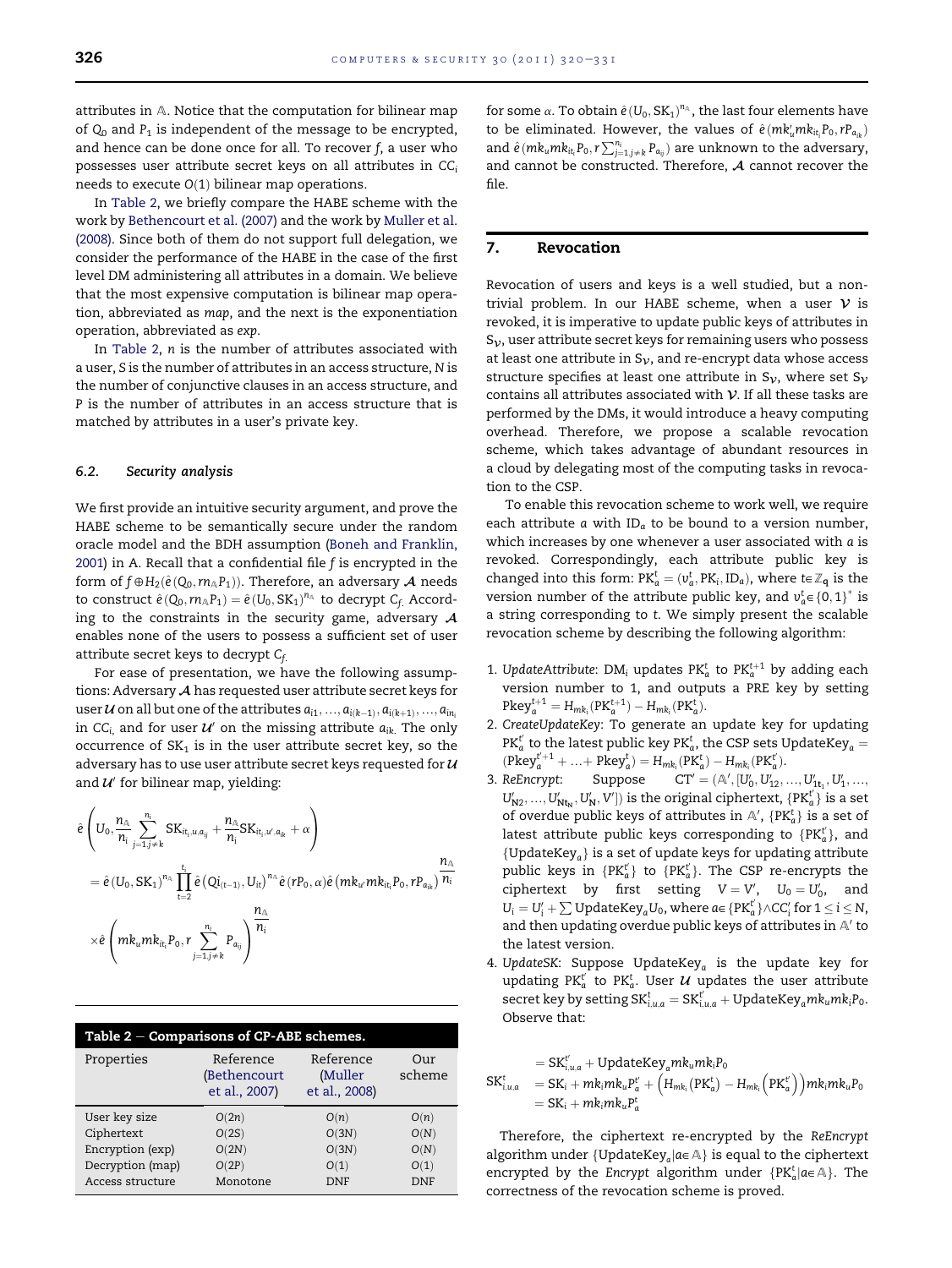attributes in $\mathbb{A}$. Notice that the computation for bilinear map of $Q_0$ and $P_1$ is independent of the message to be encrypted, and hence can be done once for all. To recover $f$, a user who possesses user attribute secret keys on all attributes in $CC_i$ needs to execute $O(1)$ bilinear map operations.

In Table 2, we briefly compare the HABE scheme with the work by Bethencourt et al. (2007) and the work by Muller et al. (2008). Since both of them do not support full delegation, we consider the performance of the HABE in the case of the first level DM administering all attributes in a domain. We believe that the most expensive computation is bilinear map operation, abbreviated as *map*, and the next is the exponentiation operation, abbreviated as *exp*.

In Table 2, $n$ is the number of attributes associated with a user, $S$ is the number of attributes in an access structure, $N$ is the number of conjunctive clauses in an access structure, and $P$ is the number of attributes in an access structure that is matched by attributes in a user's private key.

### 6.2. Security analysis

We first provide an intuitive security argument, and prove the HABE scheme to be semantically secure under the random oracle model and the BDH assumption (Boneh and Franklin, 2001) in A. Recall that a confidential file $f$ is encrypted in the form of $f \oplus H_2(\hat{e}(Q_0, rn_{\mathbb{A}}P_1))$. Therefore, an adversary $\mathcal{A}$ needs to construct $\hat{e}(Q_0, rn_{\mathbb{A}}P_1) = \hat{e}(U_0, \text{SK}_1)^{n_{\mathbb{A}}}$ to decrypt $C_f$. According to the constraints in the security game, adversary $\mathcal{A}$ enables none of the users to possess a sufficient set of user attribute secret keys to decrypt $C_f$.

For ease of presentation, we have the following assumptions: Adversary $\mathcal{A}$ has requested user attribute secret keys for user $\mathcal{U}$ on all but one of the attributes $a_{i1}, \ldots, a_{i(k-1)}, a_{i(k+1)}, \ldots, a_{in_i}$ in $CC_i$, and for user $\mathcal{U}'$ on the missing attribute $a_{ik}$. The only occurrence of $\text{SK}_1$ is in the user attribute secret key, so the adversary has to use user attribute secret keys requested for $\mathcal{U}$ and $\mathcal{U}'$ for bilinear map, yielding:

$$
\begin{aligned}
&\hat{e}\left(U_0, \frac{n_{\mathbb{A}}}{n_i}\sum_{j=1, j\neq k}^{n_i} \text{SK}_{it_i,u,a_{ij}} + \frac{n_{\mathbb{A}}}{n_i}\text{SK}_{it_i,u',a_{ik}} + \alpha\right) \\
&= \hat{e}(U_0, \text{SK}_1)^{n_{\mathbb{A}}} \prod_{t=2}^{t_i} \hat{e}\left(Qi_{(t-1)}, U_{it}\right)^{n_{\mathbb{A}}} \hat{e}(rP_0, \alpha)\hat{e}\left(mk_{u'}mk_{it_i}P_0, rP_{a_{ik}}\right)^{\frac{n_{\mathbb{A}}}{n_i}} \\
&\times \hat{e}\left(mk_u mk_{it_i}P_0, r\sum_{j=1, j\neq k}^{n_i} P_{a_{ij}}\right)^{\frac{n_{\mathbb{A}}}{n_i}}
\end{aligned}
$$

for some $\alpha$. To obtain $\hat{e}(U_0, \text{SK}_1)^{n_{\mathbb{A}}}$, the last four elements have to be eliminated. However, the values of $\hat{e}(mk'_u mk_{it_i}P_0, rP_{a_{ik}})$ and $\hat{e}(mk_u mk_{it_i}P_0, r\sum_{j=1, j\neq k}^{n_i} P_{a_{ij}})$ are unknown to the adversary, and cannot be constructed. Therefore, $\mathcal{A}$ cannot recover the file.

**Table 2 – Comparisons of CP-ABE schemes.**

| Properties | Reference (Bethencourt et al., 2007) | Reference (Muller et al., 2008) | Our scheme |
|---|---|---|---|
| User key size | O(2n) | O(n) | O(n) |
| Ciphertext | O(2S) | O(3N) | O(N) |
| Encryption (exp) | O(2N) | O(3N) | O(N) |
| Decryption (map) | O(2P) | O(1) | O(1) |
| Access structure | Monotone | DNF | DNF |

## 7. Revocation

Revocation of users and keys is a well studied, but a non-trivial problem. In our HABE scheme, when a user $\mathcal{V}$ is revoked, it is imperative to update public keys of attributes in $S_{\mathcal{V}}$, user attribute secret keys for remaining users who possess at least one attribute in $S_{\mathcal{V}}$, and re-encrypt data whose access structure specifies at least one attribute in $S_{\mathcal{V}}$, where set $S_{\mathcal{V}}$ contains all attributes associated with $\mathcal{V}$. If all these tasks are performed by the DMs, it would introduce a heavy computing overhead. Therefore, we propose a scalable revocation scheme, which takes advantage of abundant resources in a cloud by delegating most of the computing tasks in revocation to the CSP.

To enable this revocation scheme to work well, we require each attribute $a$ with $\text{ID}_a$ to be bound to a version number, which increases by one whenever a user associated with $a$ is revoked. Correspondingly, each attribute public key is changed into this form: $\text{PK}_a^t = (v_a^t, \text{PK}_i, \text{ID}_a)$, where $t \in \mathbb{Z}_q$ is the version number of the attribute public key, and $v_a^t \in \{0,1\}^*$ is a string corresponding to $t$. We simply present the scalable revocation scheme by describing the following algorithm:

1. *UpdateAttribute*: $\text{DM}_i$ updates $\text{PK}_a^t$ to $\text{PK}_a^{t+1}$ by adding each version number to 1, and outputs a PRE key by setting $\text{Pkey}_a^{t+1} = H_{mk_i}(\text{PK}_a^{t+1}) - H_{mk_i}(\text{PK}_a^t)$.
2. *CreateUpdateKey*: To generate an update key for updating $\text{PK}_a^{t'}$ to the latest public key $\text{PK}_a^t$, the CSP sets $\text{UpdateKey}_a = (\text{Pkey}_a^{t'+1} + \ldots + \text{Pkey}_a^t) = H_{mk_i}(\text{PK}_a^t) - H_{mk_i}(\text{PK}_a^{t'})$.
3. *ReEncrypt*: Suppose $\text{CT}' = (\mathbb{A}', [U_0', U_{12}', \ldots, U_{1t_1}', U_1', \ldots, U_{N2}', \ldots, U_{Nt_N}', U_N', V'])$ is the original ciphertext, $\{\text{PK}_a^{t'}\}$ is a set of overdue public keys of attributes in $\mathbb{A}'$, $\{\text{PK}_a^t\}$ is a set of latest public keys corresponding to $\{\text{PK}_a^{t'}\}$, and $\{\text{UpdateKey}_a\}$ is a set of update keys for updating attribute public keys in $\{\text{PK}_a^{t'}\}$ to $\{\text{PK}_a^t\}$. The CSP re-encrypts the ciphertext by first setting $V = V'$, $U_0 = U_0'$, and $U_i = U_i' + \sum \text{UpdateKey}_a U_0$, where $a \in \{\text{PK}_a^{t'}\} \wedge CC_i'$ for $1 \le i \le N$, and then updating overdue public keys of attributes in $\mathbb{A}'$ to the latest version.
4. *UpdateSK*: Suppose $\text{UpdateKey}_a$ is the update key for updating $\text{PK}_a^{t'}$ to $\text{PK}_a^t$. User $\mathcal{U}$ updates the user attribute secret key by setting $\text{SK}_{i,u,a}^t = \text{SK}_{i,u,a}^{t'} + \text{UpdateKey}_a mk_u mk_i P_0$. Observe that:

$$
\begin{aligned}
\text{SK}_{i,u,a}^t &= \text{SK}_{i,u,a}^{t'} + \text{UpdateKey}_a mk_u mk_i P_0 \\
&= \text{SK}_i + mk_i mk_u P_a^{t'} + \left(H_{mk_i}(\text{PK}_a^t) - H_{mk_i}\left(\text{PK}_a^{t'}\right)\right) mk_i mk_u P_0 \\
&= \text{SK}_i + mk_i mk_u P_a^t
\end{aligned}
$$

Therefore, the ciphertext re-encrypted by the *ReEncrypt* algorithm under $\{\text{UpdateKey}_a | a \in \mathbb{A}\}$ is equal to the ciphertext encrypted by the *Encrypt* algorithm under $\{\text{PK}_a^t | a \in \mathbb{A}\}$. The correctness of the revocation scheme is proved.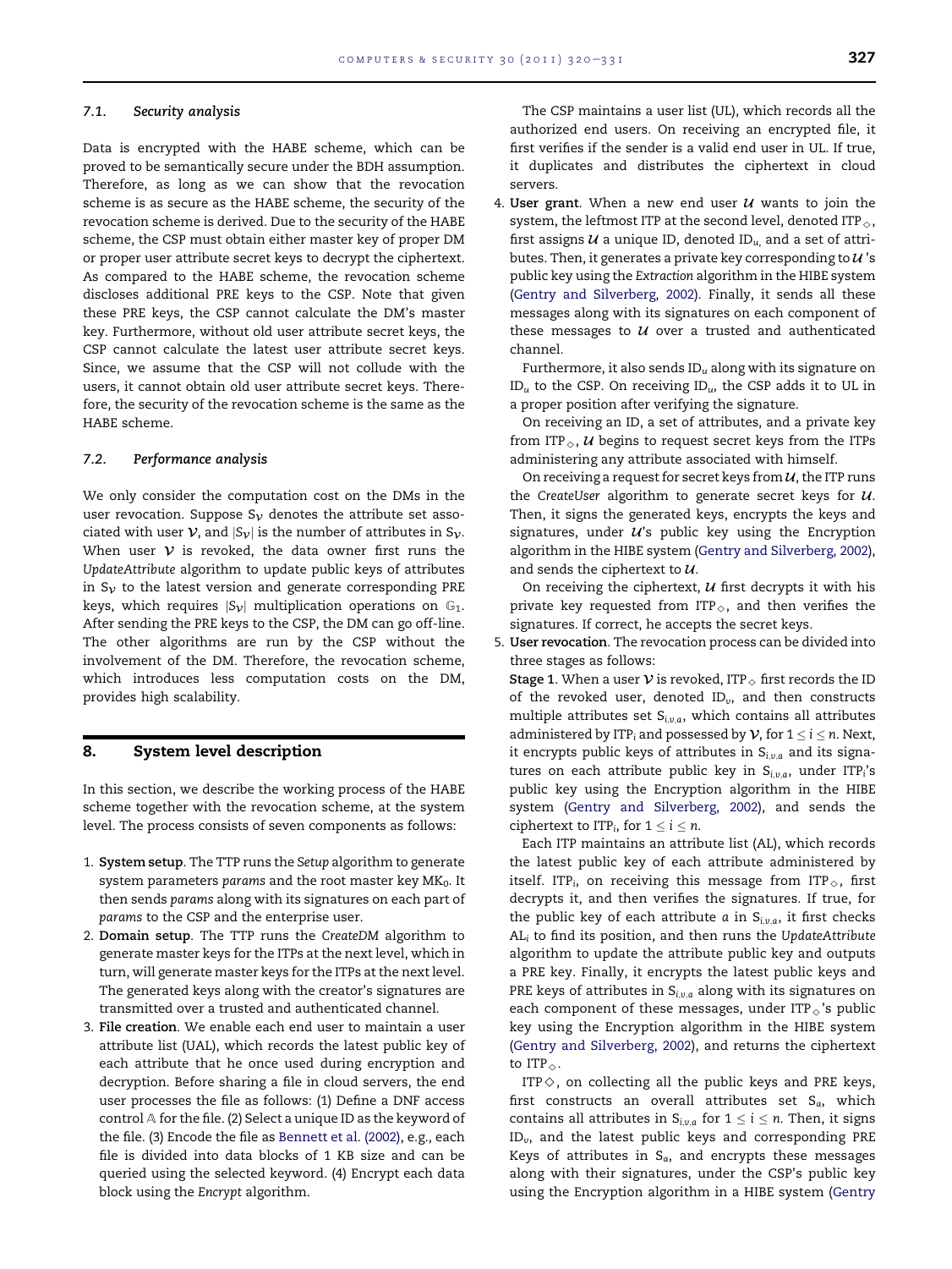### 7.1. Security analysis

Data is encrypted with the HABE scheme, which can be proved to be semantically secure under the BDH assumption. Therefore, as long as we can show that the revocation scheme is as secure as the HABE scheme, the security of the revocation scheme is derived. Due to the security of the HABE scheme, the CSP must obtain either master key of proper DM or proper user attribute secret keys to decrypt the ciphertext. As compared to the HABE scheme, the revocation scheme discloses additional PRE keys to the CSP. Note that given these PRE keys, the CSP cannot calculate the DM's master key. Furthermore, without old user attribute secret keys, the CSP cannot calculate the latest user attribute secret keys. Since, we assume that the CSP will not collude with the users, it cannot obtain old user attribute secret keys. Therefore, the security of the revocation scheme is the same as the HABE scheme.

### 7.2. Performance analysis

We only consider the computation cost on the DMs in the user revocation. Suppose $S_{\mathcal{V}}$ denotes the attribute set associated with user $\mathcal{V}$, and $|S_{\mathcal{V}}|$ is the number of attributes in $S_{\mathcal{V}}$. When user $\mathcal{V}$ is revoked, the data owner first runs the *UpdateAttribute* algorithm to update public keys of attributes in $S_{\mathcal{V}}$ to the latest version and generate corresponding PRE keys, which requires $|S_{\mathcal{V}}|$ multiplication operations on $\mathbb{G}_1$. After sending the PRE keys to the CSP, the DM can go off-line. The other algorithms are run by the CSP without the involvement of the DM. Therefore, the revocation scheme, which introduces less computation costs on the DM, provides high scalability.

## 8. System level description

In this section, we describe the working process of the HABE scheme together with the revocation scheme, at the system level. The process consists of seven components as follows:

1. **System setup**. The TTP runs the *Setup* algorithm to generate system parameters *params* and the root master key $MK_0$. It then sends *params* along with its signatures on each part of *params* to the CSP and the enterprise user.
2. **Domain setup**. The TTP runs the *CreateDM* algorithm to generate master keys for the ITPs at the next level, which in turn, will generate master keys for the ITPs at the next level. The generated keys along with the creator's signatures are transmitted over a trusted and authenticated channel.
3. **File creation**. We enable each end user to maintain a user attribute list (UAL), which records the latest public key of each attribute that he once used during encryption and decryption. Before sharing a file in cloud servers, the end user processes the file as follows: (1) Define a DNF access control $\mathbb{A}$ for the file. (2) Select a unique ID as the keyword of the file. (3) Encode the file as Bennett et al. (2002), e.g., each file is divided into data blocks of 1 KB size and can be queried using the selected keyword. (4) Encrypt each data block using the *Encrypt* algorithm.

   The CSP maintains a user list (UL), which records all the authorized end users. On receiving an encrypted file, it first verifies if the sender is a valid end user in UL. If true, it duplicates and distributes the ciphertext in cloud servers.
4. **User grant**. When a new end user $\mathcal{U}$ wants to join the system, the leftmost ITP at the second level, denoted $ITP_{\diamond}$, first assigns $\mathcal{U}$ a unique ID, denoted $ID_u$, and a set of attributes. Then, it generates a private key corresponding to $\mathcal{U}$'s public key using the *Extraction* algorithm in the HIBE system (Gentry and Silverberg, 2002). Finally, it sends all these messages along with its signatures on each component of these messages to $\mathcal{U}$ over a trusted and authenticated channel.

   Furthermore, it also sends $ID_u$ along with its signature on $ID_u$ to the CSP. On receiving $ID_u$, the CSP adds it to UL in a proper position after verifying the signature.

   On receiving an ID, a set of attributes, and a private key from $ITP_{\diamond}$, $\mathcal{U}$ begins to request secret keys from the ITPs administering any attribute associated with himself.

   On receiving a request for secret keys from $\mathcal{U}$, the ITP runs the *CreateUser* algorithm to generate secret keys for $\mathcal{U}$. Then, it signs the generated keys, encrypts the keys and signatures, under $\mathcal{U}$'s public key using the Encryption algorithm in the HIBE system (Gentry and Silverberg, 2002), and sends the ciphertext to $\mathcal{U}$.

   On receiving the ciphertext, $\mathcal{U}$ first decrypts it with his private key requested from $ITP_{\diamond}$, and then verifies the signatures. If correct, he accepts the secret keys.
5. **User revocation**. The revocation process can be divided into three stages as follows:

   **Stage 1**. When a user $\mathcal{V}$ is revoked, $ITP_{\diamond}$ first records the ID of the revoked user, denoted $ID_v$, and then constructs multiple attributes set $S_{i,v,a}$, which contains all attributes administered by $ITP_i$ and possessed by $\mathcal{V}$, for $1 \leq i \leq n$. Next, it encrypts public keys of attributes in $S_{i,v,a}$ and its signatures on each attribute public key in $S_{i,v,a}$, under $ITP_i$'s public key using the Encryption algorithm in the HIBE system (Gentry and Silverberg, 2002), and sends the ciphertext to $ITP_i$, for $1 \leq i \leq n$.

   Each ITP maintains an attribute list (AL), which records the latest public key of each attribute administered by itself. $ITP_i$, on receiving this message from $ITP_{\diamond}$, first decrypts it, and then verifies the signatures. If true, for the public key of each attribute $a$ in $S_{i,v,a}$, it first checks $AL_i$ to find its position, and then runs the *UpdateAttribute* algorithm to update the attribute public key and outputs a PRE key. Finally, it encrypts the latest public keys and PRE keys of attributes in $S_{i,v,a}$ along with its signatures on each component of these messages, under $ITP_{\diamond}$'s public key using the Encryption algorithm in the HIBE system (Gentry and Silverberg, 2002), and returns the ciphertext to $ITP_{\diamond}$.

   $ITP\diamond$, on collecting all the public keys and PRE keys, first constructs an overall attributes set $S_a$, which contains all attributes in $S_{i,v,a}$ for $1 \leq i \leq n$. Then, it signs $ID_v$, and the latest public keys and corresponding PRE Keys of attributes in $S_a$, and encrypts these messages along with their signatures, under the CSP's public key using the Encryption algorithm in a HIBE system (Gentry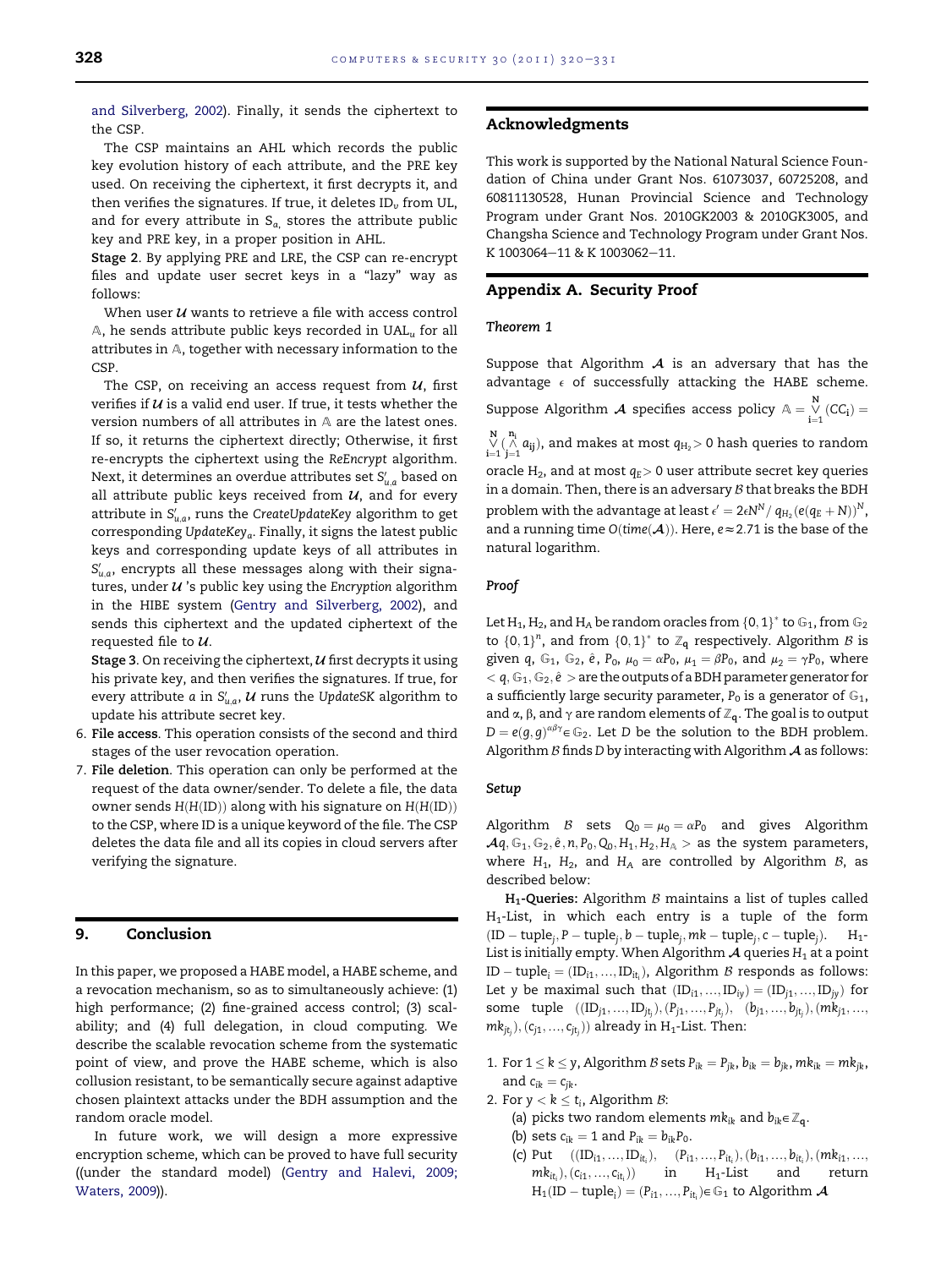and Silverberg, 2002). Finally, it sends the ciphertext to the CSP.

The CSP maintains an AHL which records the public key evolution history of each attribute, and the PRE key used. On receiving the ciphertext, it first decrypts it, and then verifies the signatures. If true, it deletes $ID_v$ from UL, and for every attribute in $S_a$, stores the attribute public key and PRE key, in a proper position in AHL.

**Stage 2**. By applying PRE and LRE, the CSP can re-encrypt files and update user secret keys in a "lazy" way as follows:

When user $\mathcal{U}$ wants to retrieve a file with access control $\mathbb{A}$, he sends attribute public keys recorded in $UAL_u$ for all attributes in $\mathbb{A}$, together with necessary information to the CSP.

The CSP, on receiving an access request from $\mathcal{U}$, first verifies if $\mathcal{U}$ is a valid end user. If true, it tests whether the version numbers of all attributes in $\mathbb{A}$ are the latest ones. If so, it returns the ciphertext directly; Otherwise, it first re-encrypts the ciphertext using the *ReEncrypt* algorithm. Next, it determines an overdue attributes set $S'_{u,a}$ based on all attribute public keys received from $\mathcal{U}$, and for every attribute in $S'_{u,a}$, runs the *CreateUpdateKey* algorithm to get corresponding $UpdateKey_a$. Finally, it signs the latest public keys and corresponding update keys of all attributes in $S'_{u,a}$, encrypts all these messages along with their signatures, under $\mathcal{U}$'s public key using the *Encryption* algorithm in the HIBE system (Gentry and Silverberg, 2002), and sends this ciphertext and the updated ciphertext of the requested file to $\mathcal{U}$.

**Stage 3**. On receiving the ciphertext, $\mathcal{U}$ first decrypts it using his private key, and then verifies the signatures. If true, for every attribute $a$ in $S'_{u,a}$, $\mathcal{U}$ runs the *UpdateSK* algorithm to update his attribute secret key.

6. **File access**. This operation consists of the second and third stages of the user revocation operation.
7. **File deletion**. This operation can only be performed at the request of the data owner/sender. To delete a file, the data owner sends $H(H(\text{ID}))$ along with his signature on $H(H(\text{ID}))$ to the CSP, where ID is a unique keyword of the file. The CSP deletes the data file and all its copies in cloud servers after verifying the signature.

## 9. Conclusion

In this paper, we proposed a HABE model, a HABE scheme, and a revocation mechanism, so as to simultaneously achieve: (1) high performance; (2) fine-grained access control; (3) scalability; and (4) full delegation, in cloud computing. We describe the scalable revocation scheme from the systematic point of view, and prove the HABE scheme, which is also collusion resistant, to be semantically secure against adaptive chosen plaintext attacks under the BDH assumption and the random oracle model.

In future work, we will design a more expressive encryption scheme, which can be proved to have full security ((under the standard model) (Gentry and Halevi, 2009; Waters, 2009)).

## Acknowledgments

This work is supported by the National Natural Science Foundation of China under Grant Nos. 61073037, 60725208, and 60811130528, Hunan Provincial Science and Technology Program under Grant No. 2010GK2003 & 2010GK3005, and Changsha Science and Technology Program under Grant Nos. K 1003064–11 & K 1003062–11.

## Appendix A. Security Proof

### Theorem 1

Suppose that Algorithm $\mathcal{A}$ is an adversary that has the advantage $\epsilon$ of successfully attacking the HABE scheme. Suppose Algorithm $\mathcal{A}$ specifies access policy $\mathbb{A} = \bigvee_{i=1}^{N}(CC_i) = \bigvee_{i=1}^{N}(\bigwedge_{j=1}^{n_i} a_{ij})$, and makes at most $q_{H_2} > 0$ hash queries to random oracle $H_2$, and at most $q_E > 0$ user attribute secret key queries in a domain. Then, there is an adversary $\mathcal{B}$ that breaks the BDH problem with the advantage at least $\epsilon' = 2\epsilon N^N / q_{H_2}(e(q_E + N))^N$, and a running time $O(time(\mathcal{A}))$. Here, $e \approx 2.71$ is the base of the natural logarithm.

### Proof

Let $H_1$, $H_2$, and $H_A$ be random oracles from $\{0,1\}^*$ to $\mathbb{G}_1$, from $\mathbb{G}_2$ to $\{0,1\}^n$, and from $\{0,1\}^*$ to $\mathbb{Z}_q$ respectively. Algorithm $\mathcal{B}$ is given $q$, $\mathbb{G}_1$, $\mathbb{G}_2$, $\hat{e}$, $P_0$, $\mu_0 = \alpha P_0$, $\mu_1 = \beta P_0$, and $\mu_2 = \gamma P_0$, where $< q, \mathbb{G}_1, \mathbb{G}_2, \hat{e} >$ are the outputs of a BDH parameter generator for a sufficiently large security parameter, $P_0$ is a generator of $\mathbb{G}_1$, and $\alpha$, $\beta$, and $\gamma$ are random elements of $\mathbb{Z}_q$. The goal is to output $D = e(g,g)^{\alpha\beta\gamma} \in \mathbb{G}_2$. Let $D$ be the solution to the BDH problem. Algorithm $\mathcal{B}$ finds $D$ by interacting with Algorithm $\mathcal{A}$ as follows:

### Setup

Algorithm $\mathcal{B}$ sets $Q_0 = \mu_0 = \alpha P_0$ and gives Algorithm $\mathcal{A} q, \mathbb{G}_1, \mathbb{G}_2, \hat{e}, n, P_0, Q_0, H_1, H_2, H_{\mathbb{A}} >$ as the system parameters, where $H_1$, $H_2$, and $H_A$ are controlled by Algorithm $\mathcal{B}$, as described below:

**$H_1$-Queries:** Algorithm $\mathcal{B}$ maintains a list of tuples called $H_1$-List, in which each entry is a tuple of the form $(\text{ID}-\text{tuple}_j, P-\text{tuple}_j, b-\text{tuple}_j, mk-\text{tuple}_j, c-\text{tuple}_j)$. $H_1$-List is initially empty. When Algorithm $\mathcal{A}$ queries $H_1$ at a point $\text{ID}-\text{tuple}_i = (\text{ID}_{i1}, \ldots, \text{ID}_{it_i})$, Algorithm $\mathcal{B}$ responds as follows: Let $y$ be maximal such that $(\text{ID}_{i1}, \ldots, \text{ID}_{iy}) = (\text{ID}_{j1}, \ldots, \text{ID}_{jy})$ for some tuple $((\text{ID}_{j1}, \ldots, \text{ID}_{jt_j}), (P_{j1}, \ldots, P_{jt_j}), (b_{j1}, \ldots, b_{jt_j}), (mk_{j1}, \ldots, mk_{jt_j}), (c_{j1}, \ldots, c_{jt_j}))$ already in $H_1$-List. Then:

1. For $1 \le k \le y$, Algorithm $\mathcal{B}$ sets $P_{ik} = P_{jk}$, $b_{ik} = b_{jk}$, $mk_{ik} = mk_{jk}$, and $c_{ik} = c_{jk}$.
2. For $y < k \le t_i$, Algorithm $\mathcal{B}$:
   (a) picks two random elements $mk_{ik}$ and $b_{ik} \in \mathbb{Z}_q$.
   (b) sets $c_{ik} = 1$ and $P_{ik} = b_{ik} P_0$.
   (c) Put $((\text{ID}_{i1}, \ldots, \text{ID}_{it_i}), (P_{i1}, \ldots, P_{it_i}), (b_{i1}, \ldots, b_{it_i}), (mk_{i1}, \ldots, mk_{it_i}), (c_{i1}, \ldots, c_{it_i}))$ in $H_1$-List and return $H_1(\text{ID}-\text{tuple}_i) = (P_{i1}, \ldots, P_{it_i}) \in \mathbb{G}_1$ to Algorithm $\mathcal{A}$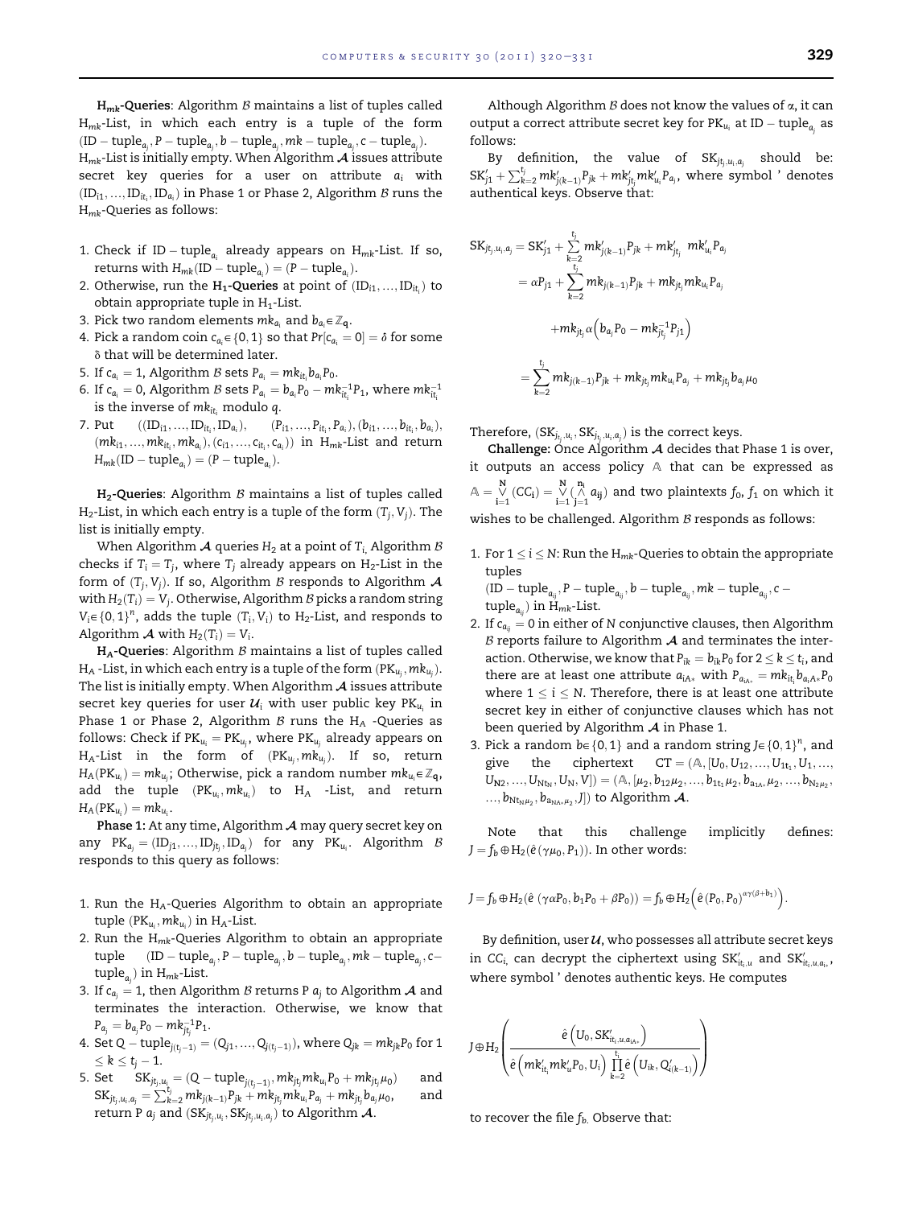**$H_{mk}$-Queries**: Algorithm $\mathcal{B}$ maintains a list of tuples called $H_{mk}$-List, in which each entry is a tuple of the form $(ID-tuple_{a_j}, P-tuple_{a_j}, b-tuple_{a_j}, mk-tuple_{a_j}, c-tuple_{a_j})$. $H_{mk}$-List is initially empty. When Algorithm $\mathcal{A}$ issues attribute secret key queries for a user on attribute $a_i$ with $(ID_{i1}, \ldots, ID_{it_i}, ID_{a_i})$ in Phase 1 or Phase 2, Algorithm $\mathcal{B}$ runs the $H_{mk}$-Queries as follows:

1. Check if $ID-tuple_{a_i}$ already appears on $H_{mk}$-List. If so, returns with $H_{mk}(ID-tuple_{a_i}) = (P-tuple_{a_i})$.
2. Otherwise, run the **$H_1$-Queries** at point of $(ID_{i1}, \ldots, ID_{it_i})$ to obtain appropriate tuple in $H_1$-List.
3. Pick two random elements $mk_{a_i}$ and $b_{a_i} \in \mathbb{Z}_q$.
4. Pick a random coin $c_{a_i} \in \{0, 1\}$ so that $Pr[c_{a_i} = 0] = \delta$ for some $\delta$ that will be determined later.
5. If $c_{a_i} = 1$, Algorithm $\mathcal{B}$ sets $P_{a_i} = mk_{it_i} b_{a_i} P_0$.
6. If $c_{a_i} = 0$, Algorithm $\mathcal{B}$ sets $P_{a_i} = b_{a_i} P_0 - mk_{it_i}^{-1} P_1$, where $mk_{it_i}^{-1}$ is the inverse of $mk_{it_i}$ modulo $q$.
7. Put $((ID_{i1}, \ldots, ID_{it_i}, ID_{a_i}), (P_{i1}, \ldots, P_{it_i}, P_{a_i}), (b_{i1}, \ldots, b_{it_i}, b_{a_i}), (mk_{i1}, \ldots, mk_{it_i}, mk_{a_i}), (c_{i1}, \ldots, c_{it_i}, c_{a_i}))$ in $H_{mk}$-List and return $H_{mk}(ID-tuple_{a_i}) = (P-tuple_{a_i})$.

**$H_2$-Queries**: Algorithm $\mathcal{B}$ maintains a list of tuples called $H_2$-List, in which each entry is a tuple of the form $(T_j, V_j)$. The list is initially empty.

When Algorithm $\mathcal{A}$ queries $H_2$ at a point of $T_i$, Algorithm $\mathcal{B}$ checks if $T_i = T_j$, where $T_j$ already appears on $H_2$-List in the form of $(T_j, V_j)$. If so, Algorithm $\mathcal{B}$ responds to Algorithm $\mathcal{A}$ with $H_2(T_i) = V_j$. Otherwise, Algorithm $\mathcal{B}$ picks a random string $V_i \in \{0, 1\}^n$, adds the tuple $(T_i, V_i)$ to $H_2$-List, and responds to Algorithm $\mathcal{A}$ with $H_2(T_i) = V_i$.

**$H_A$-Queries**: Algorithm $\mathcal{B}$ maintains a list of tuples called $H_A$ -List, in which each entry is a tuple of the form $(PK_{u_j}, mk_{u_j})$. The list is initially empty. When Algorithm $\mathcal{A}$ issues attribute secret key queries for user $\mathcal{U}_i$ with user public key $PK_{u_i}$ in Phase 1 or Phase 2, Algorithm $\mathcal{B}$ runs the $H_A$ -Queries as follows: Check if $PK_{u_i} = PK_{u_j}$, where $PK_{u_j}$ already appears on $H_A$-List in the form of $(PK_{u_j}, mk_{u_j})$. If so, return $H_A(PK_{u_i}) = mk_{u_j}$; Otherwise, pick a random number $mk_{u_i} \in \mathbb{Z}_q$, add the tuple $(PK_{u_i}, mk_{u_i})$ to $H_A$ -List, and return $H_A(PK_{u_i}) = mk_{u_i}$.

**Phase 1:** At any time, Algorithm $\mathcal{A}$ may query secret key on any $PK_{a_j} = (ID_{j1}, \ldots, ID_{jt_j}, ID_{a_j})$ for any $PK_{u_i}$. Algorithm $\mathcal{B}$ responds to this query as follows:

1. Run the $H_A$-Queries Algorithm to obtain an appropriate tuple $(PK_{u_i}, mk_{u_i})$ in $H_A$-List.
2. Run the $H_{mk}$-Queries Algorithm to obtain an appropriate tuple $(ID-tuple_{a_j}, P-tuple_{a_j}, b-tuple_{a_j}, mk-tuple_{a_j}, c-tuple_{a_j})$ in $H_{mk}$-List.
3. If $c_{a_j} = 1$, then Algorithm $\mathcal{B}$ returns P $a_j$ to Algorithm $\mathcal{A}$ and terminates the interaction. Otherwise, we know that $P_{a_j} = b_{a_j} P_0 - mk_{jt_j}^{-1} P_1$.
4. Set $Q-tuple_{j(t_j-1)} = (Q_{j1}, \ldots, Q_{j(t_j-1)})$, where $Q_{jk} = mk_{jk} P_0$ for $1 \le k \le t_j - 1$.
5. Set $SK_{jt_j, u_i} = (Q-tuple_{j(t_j-1)}, mk_{jt_j} mk_{u_i} P_0 + mk_{jt_j} \mu_0)$ and $SK_{jt_j, u_i, a_j} = \sum_{k=2}^{t_j} mk_{j(k-1)} P_{jk} + mk_{jt_j} mk_{u_i} P_{a_j} + mk_{jt_j} b_{a_j} \mu_0$, and return P $a_j$ and $(SK_{jt_j, u_i}, SK_{jt_j, u_i, a_j})$ to Algorithm $\mathcal{A}$.

Although Algorithm $\mathcal{B}$ does not know the values of $\alpha$, it can output a correct attribute secret key for $PK_{u_i}$ at $ID-tuple_{a_j}$ as follows:

By definition, the value of $SK_{jt_j, u_i, a_j}$ should be: $SK'_{j1} + \sum_{k=2}^{t_j} mk'_{j(k-1)} P_{jk} + mk'_{jt_j} mk'_{u_i} P_{a_j}$, where symbol ′ denotes authentical keys. Observe that:

$$
\begin{aligned}
SK_{jt_j, u_i, a_j} &= SK'_{j1} + \sum_{k=2}^{t_j} mk'_{j(k-1)} P_{jk} + mk'_{jt_j}\ mk'_{u_i} P_{a_j} \\
&= \alpha P_{j1} + \sum_{k=2}^{t_j} mk_{j(k-1)} P_{jk} + mk_{jt_j} mk_{u_i} P_{a_j} \\
&\quad + mk_{jt_j} \alpha \left( b_{a_j} P_0 - mk_{jt_j}^{-1} P_{j1} \right) \\
&= \sum_{k=2}^{t_j} mk_{j(k-1)} P_{jk} + mk_{jt_j} mk_{u_i} P_{a_j} + mk_{jt_j} b_{a_j} \mu_0
\end{aligned}
$$

Therefore, $(SK_{jt_j, u_i}, SK_{jt_j, u_i, a_j})$ is the correct keys.

**Challenge:** Once Algorithm $\mathcal{A}$ decides that Phase 1 is over, it outputs an access policy $\mathbb{A}$ that can be expressed as $\mathbb{A} = \overset{N}{\underset{i=1}{\vee}} (CC_i) = \overset{N}{\underset{i=1}{\vee}} (\overset{n_i}{\underset{j=1}{\wedge}} a_{ij})$ and two plaintexts $f_0, f_1$ on which it wishes to be challenged. Algorithm $\mathcal{B}$ responds as follows:

1. For $1 \le i \le N$: Run the $H_{mk}$-Queries to obtain the appropriate tuples $(ID-tuple_{a_{ij}}, P-tuple_{a_{ij}}, b-tuple_{a_{ij}}, mk-tuple_{a_{ij}}, c-tuple_{a_{ij}})$ in $H_{mk}$-List.
2. If $c_{a_{ij}} = 0$ in either of $N$ conjunctive clauses, then Algorithm $\mathcal{B}$ reports failure to Algorithm $\mathcal{A}$ and terminates the interaction. Otherwise, we know that $P_{ik} = b_{ik} P_0$ for $2 \le k \le t_i$, and there are at least one attribute $a_{iA*}$ with $P_{a_{iA*}} = mk_{it_i} b_{a_i A*} P_0$ where $1 \le i \le N$. Therefore, there is at least one attribute secret key in either of conjunctive clauses which has not been queried by Algorithm $\mathcal{A}$ in Phase 1.
3. Pick a random $b \in \{0, 1\}$ and a random string $J \in \{0, 1\}^n$, and give the ciphertext $CT = (\mathbb{A}, [U_0, U_{12}, \ldots, U_{1t_1}, U_1, \ldots, U_{N2}, \ldots, U_{Nt_N}, U_N, V]) = (\mathbb{A}, [\mu_2, b_{12}\mu_2, \ldots, b_{1t_1}\mu_2, b_{a_{1A*}}\mu_2, \ldots, b_{N_2\mu_2}, \ldots, b_{Nt_N\mu_2}, b_{a_{NA*}\mu_2}, J])$ to Algorithm $\mathcal{A}$.

Note that this challenge implicitly defines: $J = f_b \oplus H_2(\hat{e}(\gamma\mu_0, P_1))$. In other words:

$$
J = f_b \oplus H_2(\hat{e}\ (\gamma\alpha P_0, b_1 P_0 + \beta P_0)) = f_b \oplus H_2\left(\hat{e}\,(P_0, P_0)^{\alpha\gamma(\beta + b_1)}\right).
$$

By definition, user $\mathcal{U}$, who possesses all attribute secret keys in $CC_{i,}$ can decrypt the ciphertext using $SK'_{it_i, u}$ and $SK'_{it_i, u, a_i}$, where symbol ′ denotes authentic keys. He computes

$$
J \oplus H_2 \left( \frac{\hat{e}\left(U_0, SK'_{it_i, u, a_{iA*}}\right)}{\hat{e}\left(mk'_{it_i} mk'_u P_0, U_i\right) \prod_{k=2}^{t_i} \hat{e}\left(U_{ik}, Q'_{i(k-1)}\right)} \right)
$$

to recover the file $f_b$. Observe that: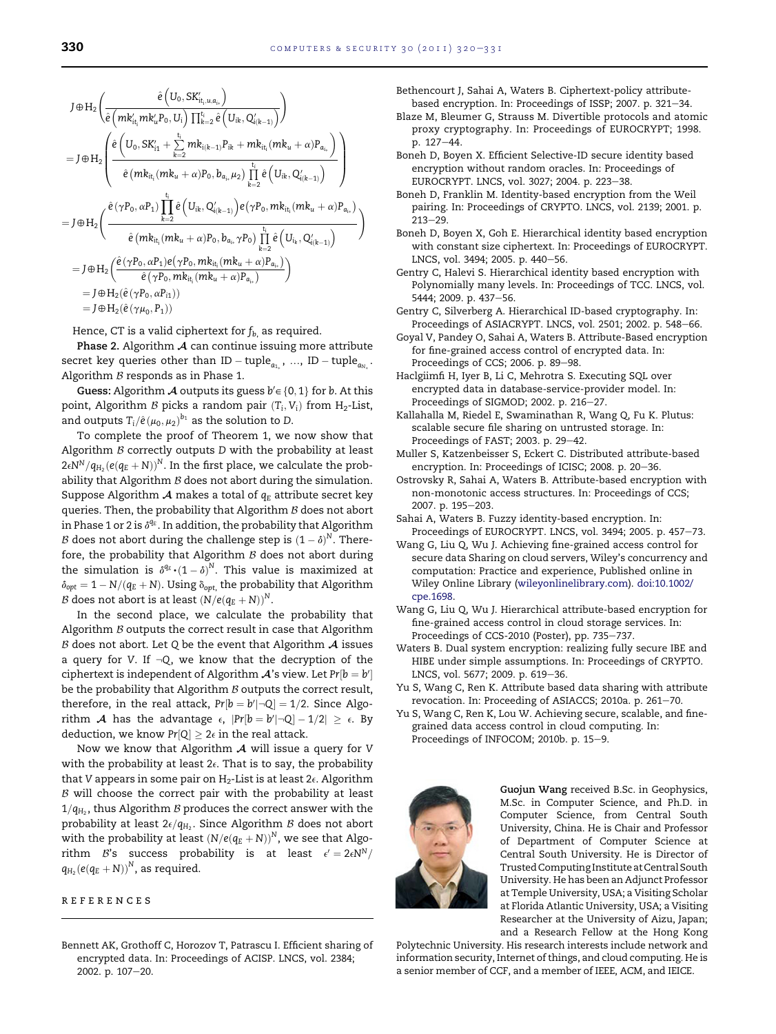$$J \oplus H_2\left(\frac{\hat{e}\left(U_0, SK'_{it_i,u,a_{i*}}\right)}{\hat{e}\left(mk'_{it_i}mk'_u P_0, U_i\right)\prod_{k=2}^{t_i}\hat{e}\left(U_{ik}, Q'_{i(k-1)}\right)}\right)$$

$$= J \oplus H_2\left(\frac{\hat{e}\left(U_0, SK'_{i1} + \sum_{k=2}^{t_i} mk_{i(k-1)}P_{ik} + mk_{it_i}(mk_u + \alpha)P_{a_{i*}}\right)}{\hat{e}\left(mk_{it_i}(mk_u + \alpha)P_0, b_{a_{i*}}\mu_2\right)\prod_{k=2}^{t_i}\hat{e}\left(U_{ik}, Q'_{i(k-1)}\right)}\right)$$

$$= J \oplus H_2\left(\frac{\hat{e}(\gamma P_0, \alpha P_1)\prod_{k=2}^{t_i}\hat{e}\left(U_{ik}, Q'_{i(k-1)}\right)e\left(\gamma P_0, mk_{it_i}(mk_u + \alpha)P_{a_{i*}}\right)}{\hat{e}\left(mk_{it_i}(mk_u + \alpha)P_0, b_{a_{i*}}\gamma P_0\right)\prod_{k=2}^{t_i}\hat{e}\left(U_{ik}, Q'_{i(k-1)}\right)}\right)$$

$$= J \oplus H_2\left(\frac{\hat{e}(\gamma P_0, \alpha P_1)e\left(\gamma P_0, mk_{it_i}(mk_u + \alpha)P_{a_{i*}}\right)}{\hat{e}\left(\gamma P_0, mk_{it_i}(mk_u + \alpha)P_{a_{i*}}\right)}\right)$$

$$= J \oplus H_2(\hat{e}(\gamma P_0, \alpha P_{i1}))$$

$$= J \oplus H_2(\hat{e}(\gamma \mu_0, P_1))$$

Hence, CT is a valid ciphertext for $f_{b}$, as required.

**Phase 2.** Algorithm $\mathcal{A}$ can continue issuing more attribute secret key queries other than $ID - tuple_{a_{1*}}, \ldots, ID - tuple_{a_{N*}}$. Algorithm $\mathcal{B}$ responds as in Phase 1.

**Guess:** Algorithm $\mathcal{A}$ outputs its guess $b' \in \{0, 1\}$ for $b$. At this point, Algorithm $\mathcal{B}$ picks a random pair $(T_i, V_i)$ from $H_2$-List, and outputs $T_i/\hat{e}(\mu_0, \mu_2)^{b_1}$ as the solution to $D$.

To complete the proof of Theorem 1, we now show that Algorithm $\mathcal{B}$ correctly outputs $D$ with the probability at least $2\epsilon N^N/q_{H_2}(e(q_E + N))^N$. In the first place, we calculate the probability that Algorithm $\mathcal{B}$ does not abort during the simulation. Suppose Algorithm $\mathcal{A}$ makes a total of $q_E$ attribute secret key queries. Then, the probability that Algorithm $\mathcal{B}$ does not abort in Phase 1 or 2 is $\delta^{q_E}$. In addition, the probability that Algorithm $\mathcal{B}$ does not abort during the challenge step is $(1-\delta)^N$. Therefore, the probability that Algorithm $\mathcal{B}$ does not abort during the simulation is $\delta^{q_E} \cdot (1-\delta)^N$. This value is maximized at $\delta_{opt} = 1 - N/(q_E + N)$. Using $\delta_{opt}$, the probability that Algorithm $\mathcal{B}$ does not abort is at least $(N/e(q_E + N))^N$.

In the second place, we calculate the probability that Algorithm $\mathcal{B}$ outputs the correct result in case that Algorithm $\mathcal{B}$ does not abort. Let $Q$ be the event that Algorithm $\mathcal{A}$ issues a query for $V$. If $\neg Q$, we know that the decryption of the ciphertext is independent of Algorithm $\mathcal{A}$'s view. Let $Pr[b = b']$ be the probability that Algorithm $\mathcal{B}$ outputs the correct result, therefore, in the real attack, $Pr[b = b'|\neg Q] = 1/2$. Since Algorithm $\mathcal{A}$ has the advantage $\epsilon$, $|Pr[b = b'|\neg Q] - 1/2| \geq \epsilon$. By deduction, we know $Pr[Q] \geq 2\epsilon$ in the real attack.

Now we know that Algorithm $\mathcal{A}$ will issue a query for $V$ with the probability at least $2\epsilon$. That is to say, the probability that $V$ appears in some pair on $H_2$-List is at least $2\epsilon$. Algorithm $\mathcal{B}$ will choose the correct pair with the probability at least $1/q_{H_2}$, thus Algorithm $\mathcal{B}$ produces the correct answer with the probability at least $2\epsilon/q_{H_2}$. Since Algorithm $\mathcal{B}$ does not abort with the probability at least $(N/e(q_E + N))^N$, we see that Algorithm $\mathcal{B}$'s success probability is at least $\epsilon' = 2\epsilon N^N/q_{H_2}(e(q_E + N))^N$, as required.

## References

Bennett AK, Grothoff C, Horozov T, Patrascu I. Efficient sharing of encrypted data. In: Proceedings of ACISP. LNCS, vol. 2384; 2002. p. 107–20.

Bethencourt J, Sahai A, Waters B. Ciphertext-policy attribute-based encryption. In: Proceedings of ISSP; 2007. p. 321–34.

Blaze M, Bleumer G, Strauss M. Divertible protocols and atomic proxy cryptography. In: Proceedings of EUROCRYPT; 1998. p. 127–44.

Boneh D, Boyen X. Efficient Selective-ID secure identity based encryption without random oracles. In: Proceedings of EUROCRYPT. LNCS, vol. 3027; 2004. p. 223–38.

Boneh D, Franklin M. Identity-based encryption from the Weil pairing. In: Proceedings of CRYPTO. LNCS, vol. 2139; 2001. p. 213–29.

Boneh D, Boyen X, Goh E. Hierarchical identity based encryption with constant size ciphertext. In: Proceedings of EUROCRYPT. LNCS, vol. 3494; 2005. p. 440–56.

Gentry C, Halevi S. Hierarchical identity based encryption with Polynomially many levels. In: Proceedings of TCC. LNCS, vol. 5444; 2009. p. 437–56.

Gentry C, Silverberg A. Hierarchical ID-based cryptography. In: Proceedings of ASIACRYPT. LNCS, vol. 2501; 2002. p. 548–66.

Goyal V, Pandey O, Sahai A, Waters B. Attribute-Based encryption for fine-grained access control of encrypted data. In: Proceedings of CCS; 2006. p. 89–98.

Haclgiimfi H, Iyer B, Li C, Mehrotra S. Executing SQL over encrypted data in database-service-provider model. In: Proceedings of SIGMOD; 2002. p. 216–27.

Kallahalla M, Riedel E, Swaminathan R, Wang Q, Fu K. Plutus: scalable secure file sharing on untrusted storage. In: Proceedings of FAST; 2003. p. 29–42.

Muller S, Katzenbeisser S, Eckert C. Distributed attribute-based encryption. In: Proceedings of ICISC; 2008. p. 20–36.

Ostrovsky R, Sahai A, Waters B. Attribute-based encryption with non-monotonic access structures. In: Proceedings of CCS; 2007. p. 195–203.

Sahai A, Waters B. Fuzzy identity-based encryption. In: Proceedings of EUROCRYPT. LNCS, vol. 3494; 2005. p. 457–73.

Wang G, Liu Q, Wu J. Achieving fine-grained access control for secure data Sharing on cloud servers, Wiley's concurrency and computation: Practice and experience, Published online in Wiley Online Library (wileyonlinelibrary.com). doi:10.1002/cpe.1698.

Wang G, Liu Q, Wu J. Hierarchical attribute-based encryption for fine-grained access control in cloud storage services. In: Proceedings of CCS-2010 (Poster), pp. 735–737.

Waters B. Dual system encryption: realizing fully secure IBE and HIBE under simple assumptions. In: Proceedings of CRYPTO. LNCS, vol. 5677; 2009. p. 619–36.

Yu S, Wang C, Ren K. Attribute based data sharing with attribute revocation. In: Proceeding of ASIACCS; 2010a. p. 261–70.

Yu S, Wang C, Ren K, Lou W. Achieving secure, scalable, and fine-grained data access control in cloud computing. In: Proceedings of INFOCOM; 2010b. p. 15–9.

**Guojun Wang** received B.Sc. in Geophysics, M.Sc. in Computer Science, and Ph.D. in Computer Science, from Central South University, China. He is Chair and Professor of Department of Computer Science at Central South University. He is Director of Trusted Computing Institute at Central South University. He has been an Adjunct Professor at Temple University, USA; a Visiting Scholar at Florida Atlantic University, USA; a Visiting Researcher at the University of Aizu, Japan; and a Research Fellow at the Hong Kong Polytechnic University. His research interests include network and information security, Internet of things, and cloud computing. He is a senior member of CCF, and a member of IEEE, ACM, and IEICE.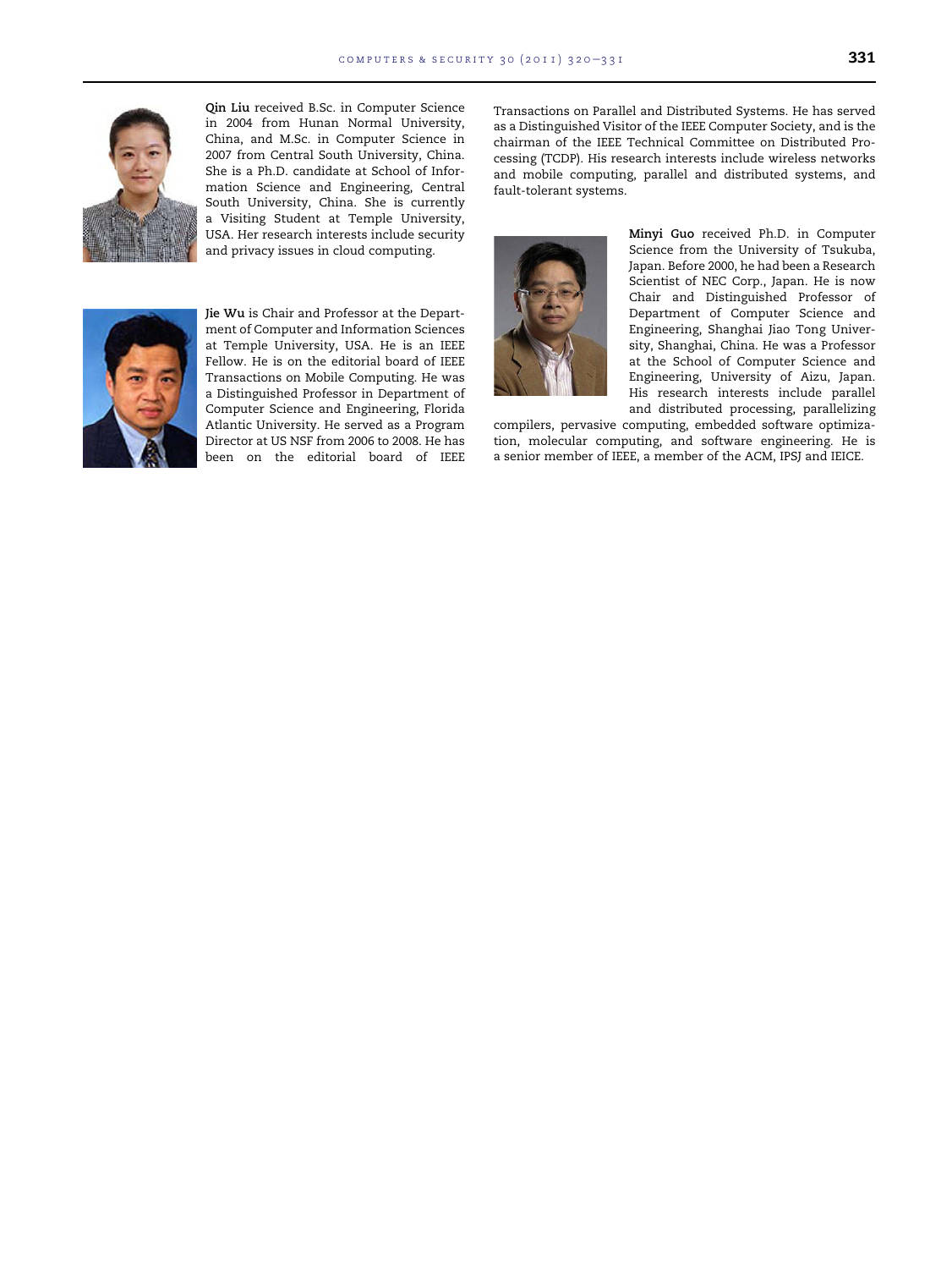**Qin Liu** received B.Sc. in Computer Science in 2004 from Hunan Normal University, China, and M.Sc. in Computer Science in 2007 from Central South University, China. She is a Ph.D. candidate at School of Information Science and Engineering, Central South University, China. She is currently a Visiting Student at Temple University, USA. Her research interests include security and privacy issues in cloud computing.

**Jie Wu** is Chair and Professor at the Department of Computer and Information Sciences at Temple University, USA. He is an IEEE Fellow. He is on the editorial board of IEEE Transactions on Mobile Computing. He was a Distinguished Professor in Department of Computer Science and Engineering, Florida Atlantic University. He served as a Program Director at US NSF from 2006 to 2008. He has been on the editorial board of IEEE Transactions on Parallel and Distributed Systems. He has served as a Distinguished Visitor of the IEEE Computer Society, and is the chairman of the IEEE Technical Committee on Distributed Processing (TCDP). His research interests include wireless networks and mobile computing, parallel and distributed systems, and fault-tolerant systems.

**Minyi Guo** received Ph.D. in Computer Science from the University of Tsukuba, Japan. Before 2000, he had been a Research Scientist of NEC Corp., Japan. He is now Chair and Distinguished Professor of Department of Computer Science and Engineering, Shanghai Jiao Tong University, Shanghai, China. He was a Professor at the School of Computer Science and Engineering, University of Aizu, Japan. His research interests include parallel and distributed processing, parallelizing compilers, pervasive computing, embedded software optimization, molecular computing, and software engineering. He is a senior member of IEEE, a member of the ACM, IPSJ and IEICE.